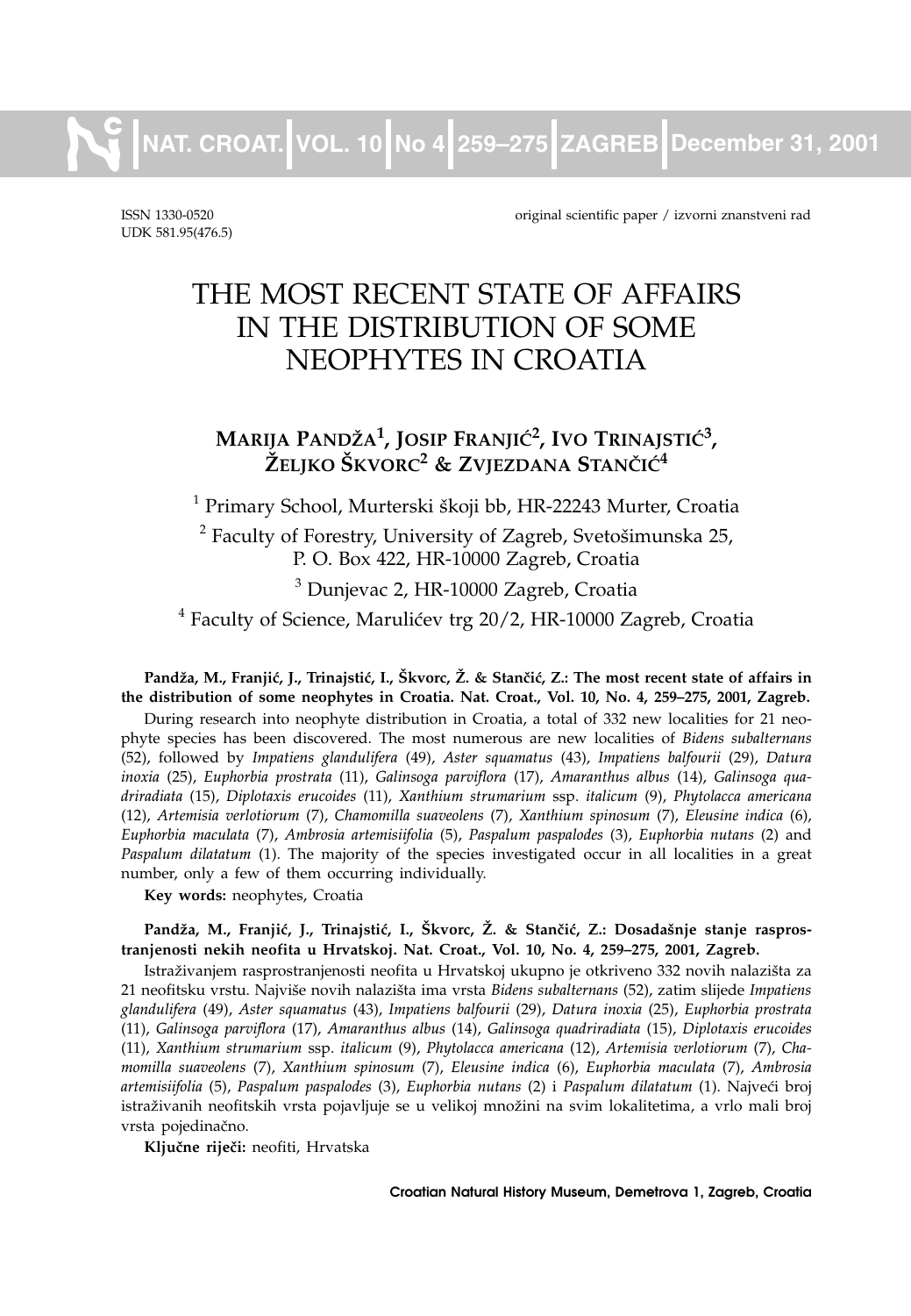ISSN 1330-0520
UDK 581.95(476.5)

original scientific paper / izvorni znanstveni rad

# THE MOST RECENT STATE OF AFFAIRS IN THE DISTRIBUTION OF SOME NEOPHYTES IN CROATIA

**MARIJA PANDŽA[1], JOSIP FRANJIĆ[2], IVO TRINAJSTIĆ[3], ŽELJKO ŠKVORC[2] & ZVJEZDANA STANČIĆ[4]**

[1] Primary School, Murterski školji bb, HR-22243 Murter, Croatia

[2] Faculty of Forestry, University of Zagreb, Svetošimunska 25, P. O. Box 422, HR-10000 Zagreb, Croatia

[3] Dunjevac 2, HR-10000 Zagreb, Croatia

[4] Faculty of Science, Marulićev trg 20/2, HR-10000 Zagreb, Croatia

**Pandža, M., Franjić, J., Trinajstić, I., Škvorc, Ž. & Stančić, Z.: The most recent state of affairs in the distribution of some neophytes in Croatia. Nat. Croat., Vol. 10, No. 4, 259–275, 2001, Zagreb.**

During research into neophyte distribution in Croatia, a total of 332 new localities for 21 neophyte species has been discovered. The most numerous are new localities of *Bidens subalternans* (52), followed by *Impatiens glandulifera* (49), *Aster squamatus* (43), *Impatiens balfourii* (29), *Datura inoxia* (25), *Euphorbia prostrata* (11), *Galinsoga parviflora* (17), *Amaranthus albus* (14), *Galinsoga quadriradiata* (15), *Diplotaxis erucoides* (11), *Xanthium strumarium* ssp. *italicum* (9), *Phytolacca americana* (12), *Artemisia verlotiorum* (7), *Chamomilla suaveolens* (7), *Xanthium spinosum* (7), *Eleusine indica* (6), *Euphorbia maculata* (7), *Ambrosia artemisiifolia* (5), *Paspalum paspalodes* (3), *Euphorbia nutans* (2) and *Paspalum dilatatum* (1). The majority of the species investigated occur in all localities in a great number, only a few of them occurring individually.

**Key words:** neophytes, Croatia

**Pandža, M., Franjić, J., Trinajstić, I., Škvorc, Ž. & Stančić, Z.: Dosadašnje stanje rasprostranjenosti nekih neofita u Hrvatskoj. Nat. Croat., Vol. 10, No. 4, 259–275, 2001, Zagreb.**

Istraživanjem rasprostranjenosti neofita u Hrvatskoj ukupno je otkriveno 332 novih nalazišta za 21 neofitsku vrstu. Najviše novih nalazišta ima vrsta *Bidens subalternans* (52), zatim slijede *Impatiens glandulifera* (49), *Aster squamatus* (43), *Impatiens balfourii* (29), *Datura inoxia* (25), *Euphorbia prostrata* (11), *Galinsoga parviflora* (17), *Amaranthus albus* (14), *Galinsoga quadriradiata* (15), *Diplotaxis erucoides* (11), *Xanthium strumarium* ssp. *italicum* (9), *Phytolacca americana* (12), *Artemisia verlotiorum* (7), *Chamomilla suaveolens* (7), *Xanthium spinosum* (7), *Eleusine indica* (6), *Euphorbia maculata* (7), *Ambrosia artemisiifolia* (5), *Paspalum paspalodes* (3), *Euphorbia nutans* (2) i *Paspalum dilatatum* (1). Najveći broj istraživanih neofitskih vrsta pojavljuje se u velikoj množini na svim lokalitetima, a vrlo mali broj vrsta pojedinačno.

**Ključne riječi:** neofiti, Hrvatska

Croatian Natural History Museum, Demetrova 1, Zagreb, Croatia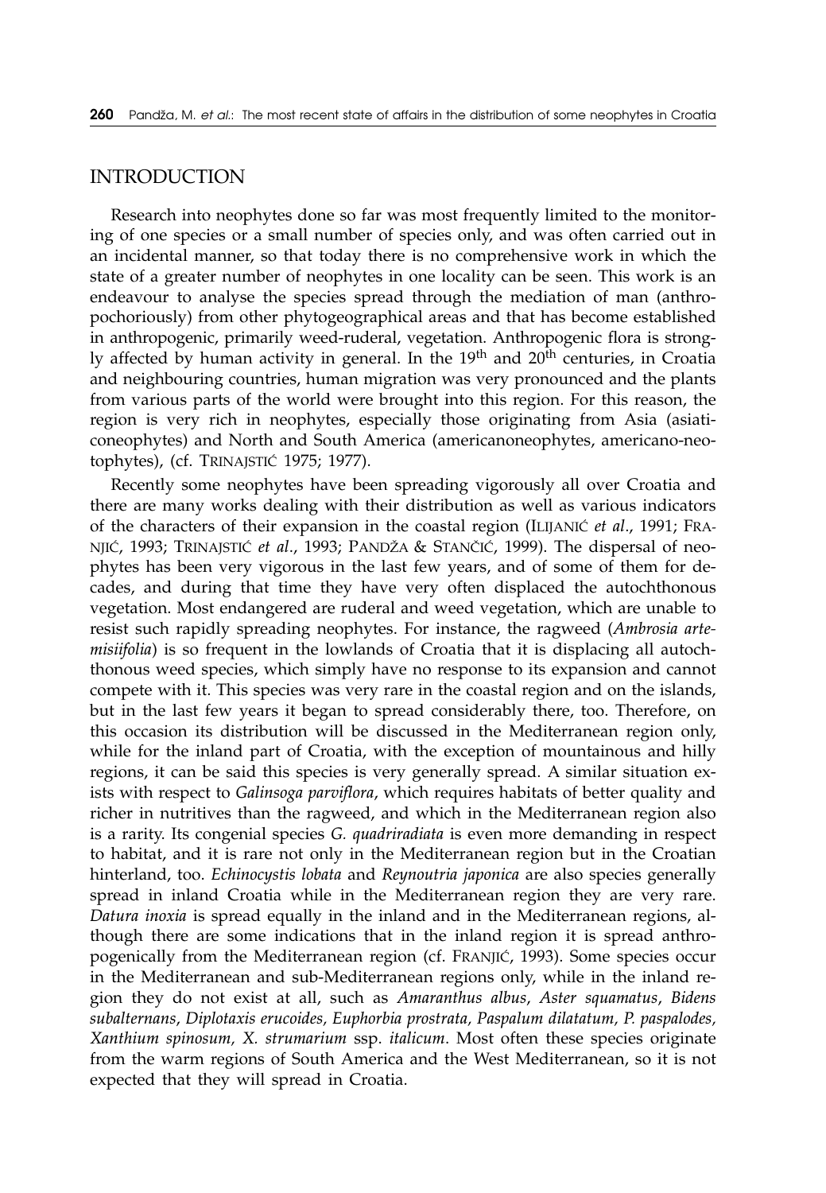## INTRODUCTION

Research into neophytes done so far was most frequently limited to the monitoring of one species or a small number of species only, and was often carried out in an incidental manner, so that today there is no comprehensive work in which the state of a greater number of neophytes in one locality can be seen. This work is an endeavour to analyse the species spread through the mediation of man (anthropochoriously) from other phytogeographical areas and that has become established in anthropogenic, primarily weed-ruderal, vegetation. Anthropogenic flora is strongly affected by human activity in general. In the 19$^{th}$ and 20$^{th}$ centuries, in Croatia and neighbouring countries, human migration was very pronounced and the plants from various parts of the world were brought into this region. For this reason, the region is very rich in neophytes, especially those originating from Asia (asiaticoneophytes) and North and South America (americanoneophytes, americano-neotophytes), (cf. TRINAJSTIĆ 1975; 1977).

Recently some neophytes have been spreading vigorously all over Croatia and there are many works dealing with their distribution as well as various indicators of the characters of their expansion in the coastal region (ILIJANIĆ *et al*., 1991; FRANJIĆ, 1993; TRINAJSTIĆ *et al*., 1993; PANDŽA & STANČIĆ, 1999). The dispersal of neophytes has been very vigorous in the last few years, and of some of them for decades, and during that time they have very often displaced the autochthonous vegetation. Most endangered are ruderal and weed vegetation, which are unable to resist such rapidly spreading neophytes. For instance, the ragweed (*Ambrosia artemisiifolia*) is so frequent in the lowlands of Croatia that it is displacing all autochthonous weed species, which simply have no response to its expansion and cannot compete with it. This species was very rare in the coastal region and on the islands, but in the last few years it began to spread considerably there, too. Therefore, on this occasion its distribution will be discussed in the Mediterranean region only, while for the inland part of Croatia, with the exception of mountainous and hilly regions, it can be said this species is very generally spread. A similar situation exists with respect to *Galinsoga parviflora*, which requires habitats of better quality and richer in nutritives than the ragweed, and which in the Mediterranean region also is a rarity. Its congenial species *G. quadriradiata* is even more demanding in respect to habitat, and it is rare not only in the Mediterranean region but in the Croatian hinterland, too. *Echinocystis lobata* and *Reynoutria japonica* are also species generally spread in inland Croatia while in the Mediterranean region they are very rare. *Datura inoxia* is spread equally in the inland and in the Mediterranean regions, although there are some indications that in the inland region it is spread anthropogenically from the Mediterranean region (cf. FRANJIĆ, 1993). Some species occur in the Mediterranean and sub-Mediterranean regions only, while in the inland region they do not exist at all, such as *Amaranthus albus*, *Aster squamatus*, *Bidens subalternans*, *Diplotaxis erucoides, Euphorbia prostrata, Paspalum dilatatum, P. paspalodes, Xanthium spinosum, X. strumarium* ssp. *italicum*. Most often these species originate from the warm regions of South America and the West Mediterranean, so it is not expected that they will spread in Croatia.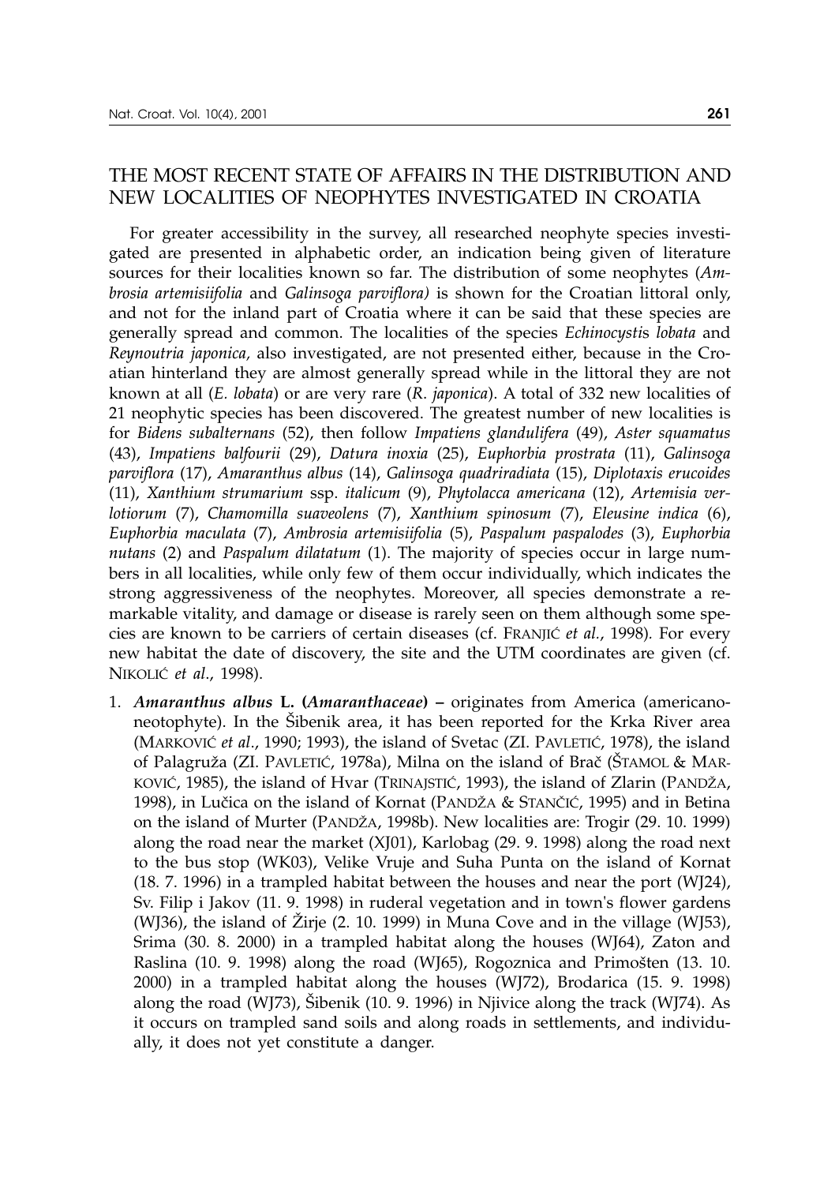## THE MOST RECENT STATE OF AFFAIRS IN THE DISTRIBUTION AND NEW LOCALITIES OF NEOPHYTES INVESTIGATED IN CROATIA

For greater accessibility in the survey, all researched neophyte species investigated are presented in alphabetic order, an indication being given of literature sources for their localities known so far. The distribution of some neophytes (*Ambrosia artemisiifolia* and *Galinsoga parviflora)* is shown for the Croatian littoral only, and not for the inland part of Croatia where it can be said that these species are generally spread and common. The localities of the species *Echinocystis lobata* and *Reynoutria japonica,* also investigated, are not presented either, because in the Croatian hinterland they are almost generally spread while in the littoral they are not known at all (*E. lobata*) or are very rare (*R. japonica*). A total of 332 new localities of 21 neophytic species has been discovered. The greatest number of new localities is for *Bidens subalternans* (52), then follow *Impatiens glandulifera* (49), *Aster squamatus* (43), *Impatiens balfourii* (29), *Datura inoxia* (25), *Euphorbia prostrata* (11), *Galinsoga parviflora* (17), *Amaranthus albus* (14), *Galinsoga quadriradiata* (15), *Diplotaxis erucoides* (11), *Xanthium strumarium* ssp. *italicum* (9), *Phytolacca americana* (12), *Artemisia verlotiorum* (7), *Chamomilla suaveolens* (7), *Xanthium spinosum* (7), *Eleusine indica* (6), *Euphorbia maculata* (7), *Ambrosia artemisiifolia* (5), *Paspalum paspalodes* (3), *Euphorbia nutans* (2) and *Paspalum dilatatum* (1). The majority of species occur in large numbers in all localities, while only few of them occur individually, which indicates the strong aggressiveness of the neophytes. Moreover, all species demonstrate a remarkable vitality, and damage or disease is rarely seen on them although some species are known to be carriers of certain diseases (cf. FRANJIĆ *et al.*, 1998). For every new habitat the date of discovery, the site and the UTM coordinates are given (cf. NIKOLIĆ *et al*., 1998).

1. ***Amaranthus albus* L. (*Amaranthaceae*) –** originates from America (americanoneotophyte). In the Šibenik area, it has been reported for the Krka River area (MARKOVIĆ *et al*., 1990; 1993), the island of Svetac (ZI. PAVLETIĆ, 1978), the island of Palagruža (ZI. PAVLETIĆ, 1978a), Milna on the island of Brač (ŠTAMOL & MARKOVIĆ, 1985), the island of Hvar (TRINAJSTIĆ, 1993), the island of Zlarin (PANDŽA, 1998), in Lučica on the island of Kornat (PANDŽA & STANČIĆ, 1995) and in Betina on the island of Murter (PANDŽA, 1998b). New localities are: Trogir (29. 10. 1999) along the road near the market (XJ01), Karlobag (29. 9. 1998) along the road next to the bus stop (WK03), Velike Vruje and Suha Punta on the island of Kornat (18. 7. 1996) in a trampled habitat between the houses and near the port (WJ24), Sv. Filip i Jakov (11. 9. 1998) in ruderal vegetation and in town's flower gardens (WJ36), the island of Žirje (2. 10. 1999) in Muna Cove and in the village (WJ53), Srima (30. 8. 2000) in a trampled habitat along the houses (WJ64), Zaton and Raslina (10. 9. 1998) along the road (WJ65), Rogoznica and Primošten (13. 10. 2000) in a trampled habitat along the houses (WJ72), Brodarica (15. 9. 1998) along the road (WJ73), Šibenik (10. 9. 1996) in Njivice along the track (WJ74). As it occurs on trampled sand soils and along roads in settlements, and individually, it does not yet constitute a danger.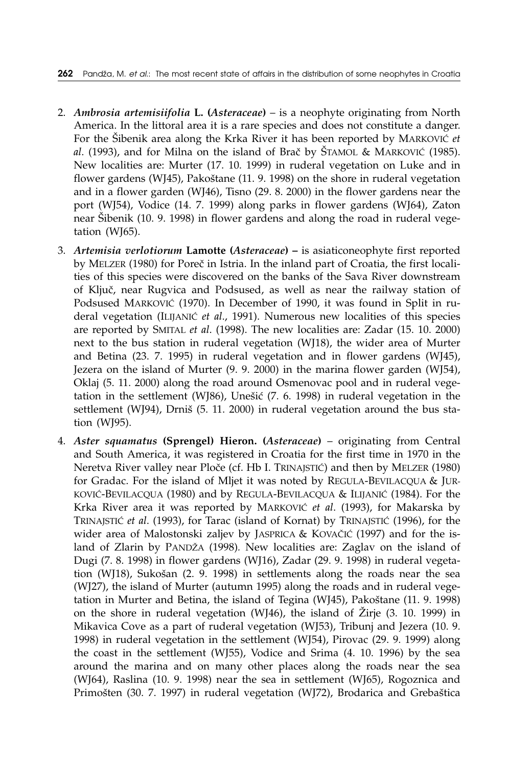2. ***Ambrosia artemisiifolia* L. (*Asteraceae*)** – is a neophyte originating from North America. In the littoral area it is a rare species and does not constitute a danger. For the Šibenik area along the Krka River it has been reported by MARKOVIĆ *et al*. (1993), and for Milna on the island of Brač by ŠTAMOL & MARKOVIĆ (1985). New localities are: Murter (17. 10. 1999) in ruderal vegetation on Luke and in flower gardens (WJ45), Pakoštane (11. 9. 1998) on the shore in ruderal vegetation and in a flower garden (WJ46), Tisno (29. 8. 2000) in the flower gardens near the port (WJ54), Vodice (14. 7. 1999) along parks in flower gardens (WJ64), Zaton near Šibenik (10. 9. 1998) in flower gardens and along the road in ruderal vegetation (WJ65).

3. ***Artemisia verlotiorum* Lamotte (*Asteraceae*) –** is asiaticoneophyte first reported by MELZER (1980) for Poreč in Istria. In the inland part of Croatia, the first localities of this species were discovered on the banks of the Sava River downstream of Ključ, near Rugvica and Podsused, as well as near the railway station of Podsused MARKOVIĆ (1970). In December of 1990, it was found in Split in ruderal vegetation (ILIJANIĆ *et al*., 1991). Numerous new localities of this species are reported by SMITAL *et al*. (1998). The new localities are: Zadar (15. 10. 2000) next to the bus station in ruderal vegetation (WJ18), the wider area of Murter and Betina (23. 7. 1995) in ruderal vegetation and in flower gardens (WJ45), Jezera on the island of Murter (9. 9. 2000) in the marina flower garden (WJ54), Oklaj (5. 11. 2000) along the road around Osmenovac pool and in ruderal vegetation in the settlement (WJ86), Unešić (7. 6. 1998) in ruderal vegetation in the settlement (WJ94), Drniš (5. 11. 2000) in ruderal vegetation around the bus station (WJ95).

4. ***Aster squamatus* (Sprengel) Hieron. (*Asteraceae*)** – originating from Central and South America, it was registered in Croatia for the first time in 1970 in the Neretva River valley near Ploče (cf. Hb I. TRINAJSTIĆ) and then by MELZER (1980) for Gradac. For the island of Mljet it was noted by REGULA-BEVILACQUA & JURKOVIĆ-BEVILACQUA (1980) and by REGULA-BEVILACQUA & ILIJANIĆ (1984). For the Krka River area it was reported by MARKOVIĆ *et al*. (1993), for Makarska by TRINAJSTIĆ *et al*. (1993), for Tarac (island of Kornat) by TRINAJSTIĆ (1996), for the wider area of Malostonski zaljev by JASPRICA & KOVAČIĆ (1997) and for the island of Zlarin by PANDŽA (1998). New localities are: Zaglav on the island of Dugi (7. 8. 1998) in flower gardens (WJ16), Zadar (29. 9. 1998) in ruderal vegetation (WJ18), Sukošan (2. 9. 1998) in settlements along the roads near the sea (WJ27), the island of Murter (autumn 1995) along the roads and in ruderal vegetation in Murter and Betina, the island of Tegina (WJ45), Pakoštane (11. 9. 1998) on the shore in ruderal vegetation (WJ46), the island of Žirje (3. 10. 1999) in Mikavica Cove as a part of ruderal vegetation (WJ53), Tribunj and Jezera (10. 9. 1998) in ruderal vegetation in the settlement (WJ54), Pirovac (29. 9. 1999) along the coast in the settlement (WJ55), Vodice and Srima (4. 10. 1996) by the sea around the marina and on many other places along the roads near the sea (WJ64), Raslina (10. 9. 1998) near the sea in settlement (WJ65), Rogoznica and Primošten (30. 7. 1997) in ruderal vegetation (WJ72), Brodarica and Grebaštica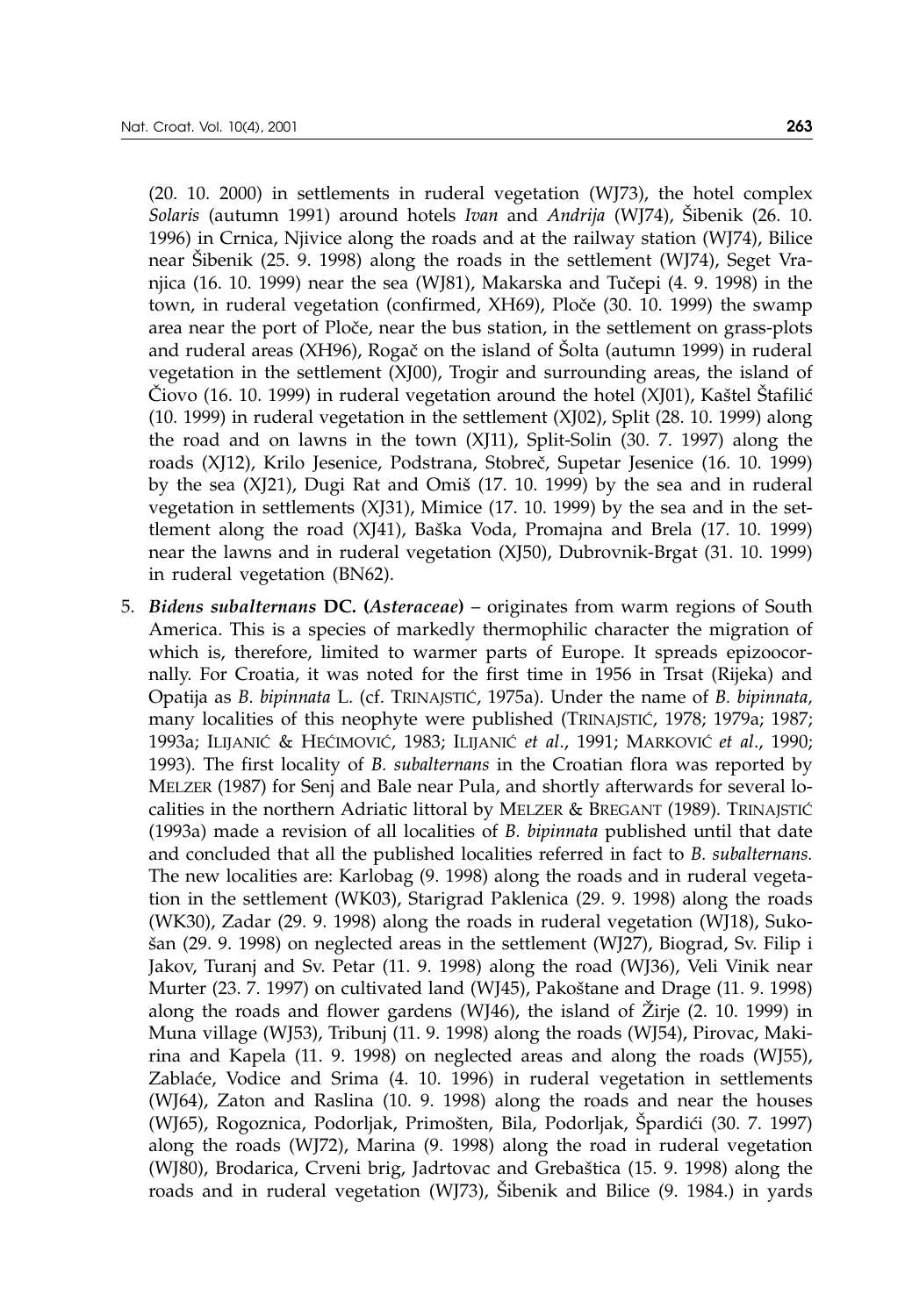(20. 10. 2000) in settlements in ruderal vegetation (WJ73), the hotel complex *Solaris* (autumn 1991) around hotels *Ivan* and *Andrija* (WJ74), Šibenik (26. 10. 1996) in Crnica, Njivice along the roads and at the railway station (WJ74), Bilice near Šibenik (25. 9. 1998) along the roads in the settlement (WJ74), Seget Vranjica (16. 10. 1999) near the sea (WJ81), Makarska and Tučepi (4. 9. 1998) in the town, in ruderal vegetation (confirmed, XH69), Ploče (30. 10. 1999) the swamp area near the port of Ploče, near the bus station, in the settlement on grass-plots and ruderal areas (XH96), Rogač on the island of Šolta (autumn 1999) in ruderal vegetation in the settlement (XJ00), Trogir and surrounding areas, the island of Čiovo (16. 10. 1999) in ruderal vegetation around the hotel (XJ01), Kaštel Štafilić (10. 1999) in ruderal vegetation in the settlement (XJ02), Split (28. 10. 1999) along the road and on lawns in the town (XJ11), Split-Solin (30. 7. 1997) along the roads (XJ12), Krilo Jesenice, Podstrana, Stobreč, Supetar Jesenice (16. 10. 1999) by the sea (XJ21), Dugi Rat and Omiš (17. 10. 1999) by the sea and in ruderal vegetation in settlements (XJ31), Mimice (17. 10. 1999) by the sea and in the settlement along the road (XJ41), Baška Voda, Promajna and Brela (17. 10. 1999) near the lawns and in ruderal vegetation (XJ50), Dubrovnik-Brgat (31. 10. 1999) in ruderal vegetation (BN62).

5. ***Bidens subalternans* DC. (*Asteraceae*)** – originates from warm regions of South America. This is a species of markedly thermophilic character the migration of which is, therefore, limited to warmer parts of Europe. It spreads epizoocornally. For Croatia, it was noted for the first time in 1956 in Trsat (Rijeka) and Opatija as *B. bipinnata* L. (cf. TRINAJSTIĆ, 1975a). Under the name of *B. bipinnata*, many localities of this neophyte were published (TRINAJSTIĆ, 1978; 1979a; 1987; 1993a; ILIJANIĆ & HEĆIMOVIĆ, 1983; ILIJANIĆ *et al.*, 1991; MARKOVIĆ *et al.*, 1990; 1993). The first locality of *B. subalternans* in the Croatian flora was reported by MELZER (1987) for Senj and Bale near Pula, and shortly afterwards for several localities in the northern Adriatic littoral by MELZER & BREGANT (1989). TRINAJSTIĆ (1993a) made a revision of all localities of *B. bipinnata* published until that date and concluded that all the published localities referred in fact to *B. subalternans.* The new localities are: Karlobag (9. 1998) along the roads and in ruderal vegetation in the settlement (WK03), Starigrad Paklenica (29. 9. 1998) along the roads (WK30), Zadar (29. 9. 1998) along the roads in ruderal vegetation (WJ18), Sukošan (29. 9. 1998) on neglected areas in the settlement (WJ27), Biograd, Sv. Filip i Jakov, Turanj and Sv. Petar (11. 9. 1998) along the road (WJ36), Veli Vinik near Murter (23. 7. 1997) on cultivated land (WJ45), Pakoštane and Drage (11. 9. 1998) along the roads and flower gardens (WJ46), the island of Žirje (2. 10. 1999) in Muna village (WJ53), Tribunj (11. 9. 1998) along the roads (WJ54), Pirovac, Makirina and Kapela (11. 9. 1998) on neglected areas and along the roads (WJ55), Zablaće, Vodice and Srima (4. 10. 1996) in ruderal vegetation in settlements (WJ64), Zaton and Raslina (10. 9. 1998) along the roads and near the houses (WJ65), Rogoznica, Podorljak, Primošten, Bila, Podorljak, Špardići (30. 7. 1997) along the roads (WJ72), Marina (9. 1998) along the road in ruderal vegetation (WJ80), Brodarica, Crveni brig, Jadrtovac and Grebaštica (15. 9. 1998) along the roads and in ruderal vegetation (WJ73), Šibenik and Bilice (9. 1984.) in yards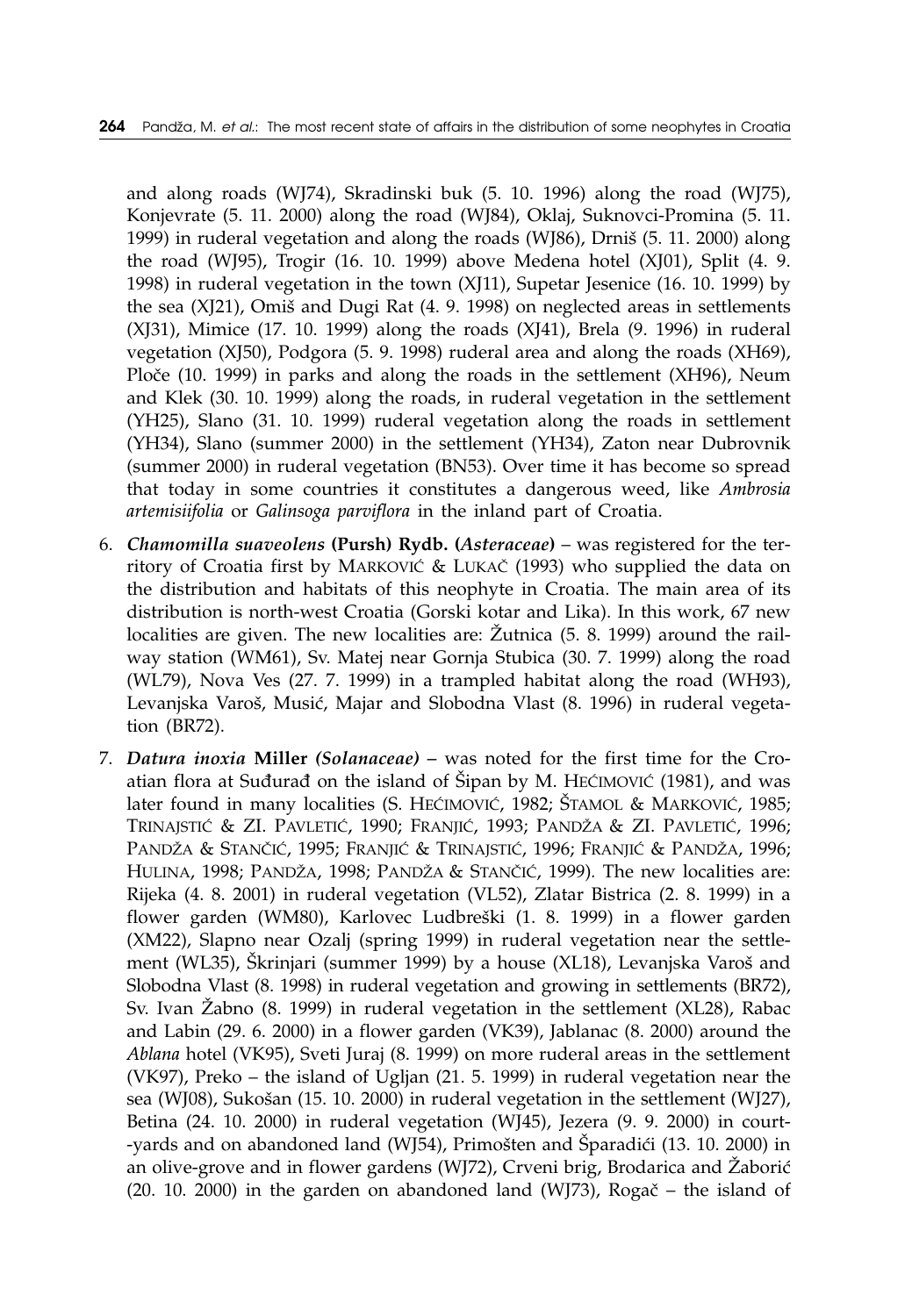and along roads (WJ74), Skradinski buk (5. 10. 1996) along the road (WJ75), Konjevrate (5. 11. 2000) along the road (WJ84), Oklaj, Suknovci-Promina (5. 11. 1999) in ruderal vegetation and along the roads (WJ86), Drniš (5. 11. 2000) along the road (WJ95), Trogir (16. 10. 1999) above Medena hotel (XJ01), Split (4. 9. 1998) in ruderal vegetation in the town (XJ11), Supetar Jesenice (16. 10. 1999) by the sea (XJ21), Omiš and Dugi Rat (4. 9. 1998) on neglected areas in settlements (XJ31), Mimice (17. 10. 1999) along the roads (XJ41), Brela (9. 1996) in ruderal vegetation (XJ50), Podgora (5. 9. 1998) ruderal area and along the roads (XH69), Ploče (10. 1999) in parks and along the roads in the settlement (XH96), Neum and Klek (30. 10. 1999) along the roads, in ruderal vegetation in the settlement (YH25), Slano (31. 10. 1999) ruderal vegetation along the roads in settlement (YH34), Slano (summer 2000) in the settlement (YH34), Zaton near Dubrovnik (summer 2000) in ruderal vegetation (BN53). Over time it has become so spread that today in some countries it constitutes a dangerous weed, like *Ambrosia artemisiifolia* or *Galinsoga parviflora* in the inland part of Croatia.

6. ***Chamomilla suaveolens*** **(Pursh) Rydb. (*Asteraceae*)** – was registered for the territory of Croatia first by MARKOVIĆ & LUKAČ (1993) who supplied the data on the distribution and habitats of this neophyte in Croatia. The main area of its distribution is north-west Croatia (Gorski kotar and Lika). In this work, 67 new localities are given. The new localities are: Žutnica (5. 8. 1999) around the railway station (WM61), Sv. Matej near Gornja Stubica (30. 7. 1999) along the road (WL79), Nova Ves (27. 7. 1999) in a trampled habitat along the road (WH93), Levanjska Varoš, Musić, Majar and Slobodna Vlast (8. 1996) in ruderal vegetation (BR72).

7. ***Datura inoxia*** **Miller (*Solanaceae*)** – was noted for the first time for the Croatian flora at Suđurađ on the island of Šipan by M. HEĆIMOVIĆ (1981), and was later found in many localities (S. HEĆIMOVIĆ, 1982; ŠTAMOL & MARKOVIĆ, 1985; TRINAJSTIĆ & ZI. PAVLETIĆ, 1990; FRANJIĆ, 1993; PANDŽA & ZI. PAVLETIĆ, 1996; PANDŽA & STANČIĆ, 1995; FRANJIĆ & TRINAJSTIĆ, 1996; FRANJIĆ & PANDŽA, 1996; HULINA, 1998; PANDŽA, 1998; PANDŽA & STANČIĆ, 1999). The new localities are: Rijeka (4. 8. 2001) in ruderal vegetation (VL52), Zlatar Bistrica (2. 8. 1999) in a flower garden (WM80), Karlovec Ludbreški (1. 8. 1999) in a flower garden (XM22), Slapno near Ozalj (spring 1999) in ruderal vegetation near the settlement (WL35), Škrinjari (summer 1999) by a house (XL18), Levanjska Varoš and Slobodna Vlast (8. 1998) in ruderal vegetation and growing in settlements (BR72), Sv. Ivan Žabno (8. 1999) in ruderal vegetation in the settlement (XL28), Rabac and Labin (29. 6. 2000) in a flower garden (VK39), Jablanac (8. 2000) around the *Ablana* hotel (VK95), Sveti Juraj (8. 1999) on more ruderal areas in the settlement (VK97), Preko – the island of Ugljan (21. 5. 1999) in ruderal vegetation near the sea (WJ08), Sukošan (15. 10. 2000) in ruderal vegetation in the settlement (WJ27), Betina (24. 10. 2000) in ruderal vegetation (WJ45), Jezera (9. 9. 2000) in court-yards and on abandoned land (WJ54), Primošten and Šparadići (13. 10. 2000) in an olive-grove and in flower gardens (WJ72), Crveni brig, Brodarica and Žaborić (20. 10. 2000) in the garden on abandoned land (WJ73), Rogač – the island of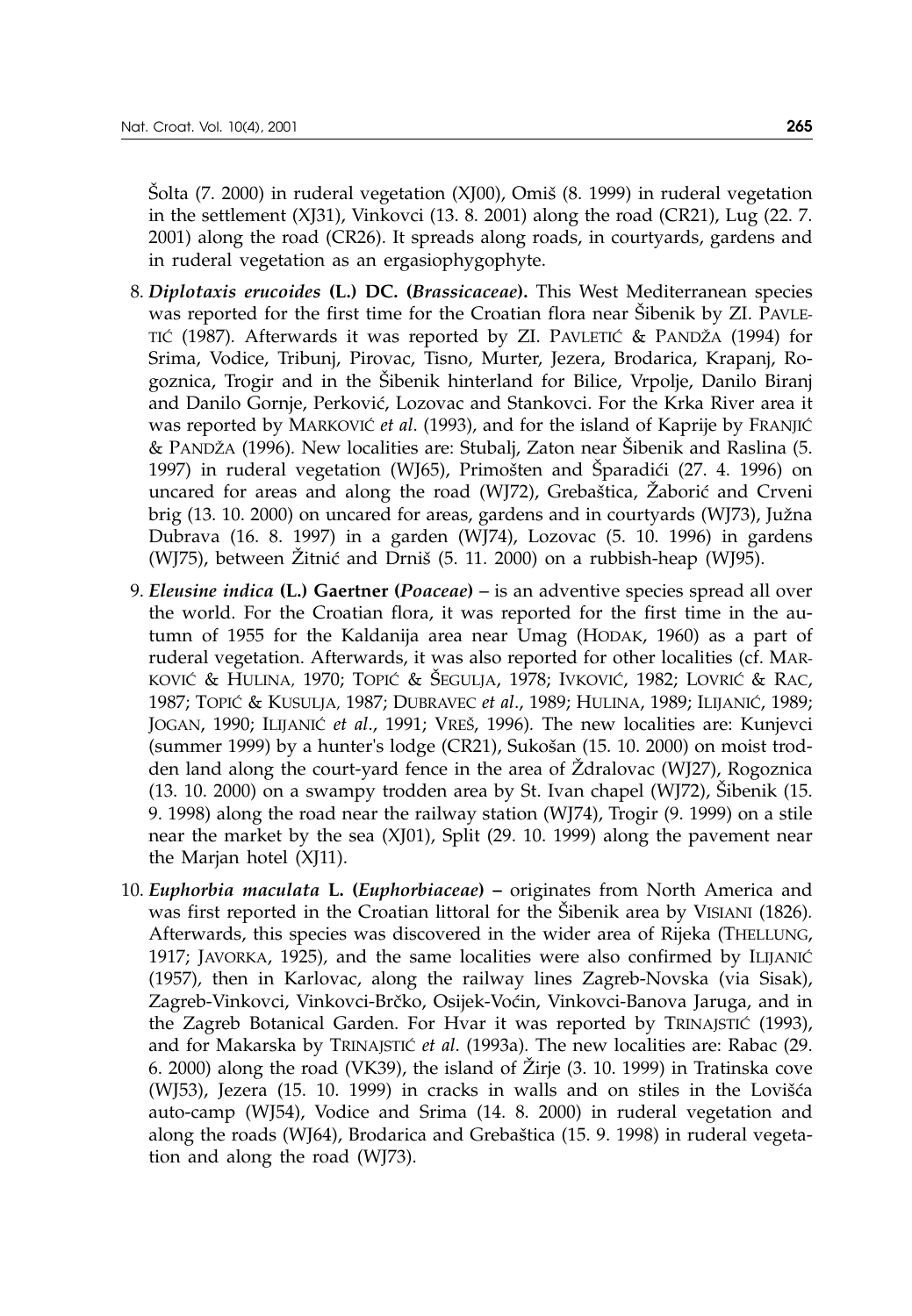Šolta (7. 2000) in ruderal vegetation (XJ00), Omiš (8. 1999) in ruderal vegetation in the settlement (XJ31), Vinkovci (13. 8. 2001) along the road (CR21), Lug (22. 7. 2001) along the road (CR26). It spreads along roads, in courtyards, gardens and in ruderal vegetation as an ergasiophygophyte.

8. ***Diplotaxis erucoides* (L.) DC. (*Brassicaceae*).** This West Mediterranean species was reported for the first time for the Croatian flora near Šibenik by ZI. PAVLETIĆ (1987). Afterwards it was reported by ZI. PAVLETIĆ & PANDŽA (1994) for Srima, Vodice, Tribunj, Pirovac, Tisno, Murter, Jezera, Brodarica, Krapanj, Rogoznica, Trogir and in the Šibenik hinterland for Bilice, Vrpolje, Danilo Biranj and Danilo Gornje, Perković, Lozovac and Stankovci. For the Krka River area it was reported by MARKOVIĆ *et al*. (1993), and for the island of Kaprije by FRANJIĆ & PANDŽA (1996). New localities are: Stubalj, Zaton near Šibenik and Raslina (5. 1997) in ruderal vegetation (WJ65), Primošten and Šparadići (27. 4. 1996) on uncared for areas and along the road (WJ72), Grebaštica, Žaborić and Crveni brig (13. 10. 2000) on uncared for areas, gardens and in courtyards (WJ73), Južna Dubrava (16. 8. 1997) in a garden (WJ74), Lozovac (5. 10. 1996) in gardens (WJ75), between Žitnić and Drniš (5. 11. 2000) on a rubbish-heap (WJ95).

9. ***Eleusine indica* (L.) Gaertner (*Poaceae*)** – is an adventive species spread all over the world. For the Croatian flora, it was reported for the first time in the autumn of 1955 for the Kaldanija area near Umag (HODAK, 1960) as a part of ruderal vegetation. Afterwards, it was also reported for other localities (cf. MARKOVIĆ & HULINA, 1970; TOPIĆ & ŠEGULJA, 1978; IVKOVIĆ, 1982; LOVRIĆ & RAC, 1987; TOPIĆ & KUSULJA, 1987; DUBRAVEC *et al*., 1989; HULINA, 1989; ILIJANIĆ, 1989; JOGAN, 1990; ILIJANIĆ *et al*., 1991; VREŠ, 1996). The new localities are: Kunjevci (summer 1999) by a hunter's lodge (CR21), Sukošan (15. 10. 2000) on moist trodden land along the court-yard fence in the area of Ždralovac (WJ27), Rogoznica (13. 10. 2000) on a swampy trodden area by St. Ivan chapel (WJ72), Šibenik (15. 9. 1998) along the road near the railway station (WJ74), Trogir (9. 1999) on a stile near the market by the sea (XJ01), Split (29. 10. 1999) along the pavement near the Marjan hotel (XJ11).

10. ***Euphorbia maculata* L. (*Euphorbiaceae*)** – originates from North America and was first reported in the Croatian littoral for the Šibenik area by VISIANI (1826). Afterwards, this species was discovered in the wider area of Rijeka (THELLUNG, 1917; JAVORKA, 1925), and the same localities were also confirmed by ILIJANIĆ (1957), then in Karlovac, along the railway lines Zagreb-Novska (via Sisak), Zagreb-Vinkovci, Vinkovci-Brčko, Osijek-Voćin, Vinkovci-Banova Jaruga, and in the Zagreb Botanical Garden. For Hvar it was reported by TRINAJSTIĆ (1993), and for Makarska by TRINAJSTIĆ *et al*. (1993a). The new localities are: Rabac (29. 6. 2000) along the road (VK39), the island of Žirje (3. 10. 1999) in Tratinska cove (WJ53), Jezera (15. 10. 1999) in cracks in walls and on stiles in the Lovišća auto-camp (WJ54), Vodice and Srima (14. 8. 2000) in ruderal vegetation and along the roads (WJ64), Brodarica and Grebaštica (15. 9. 1998) in ruderal vegetation and along the road (WJ73).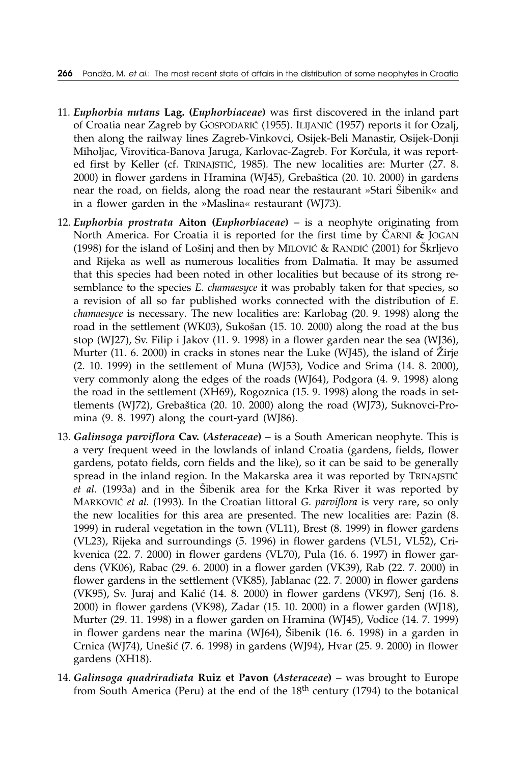11. ***Euphorbia nutans*** **Lag. (*Euphorbiaceae*)** was first discovered in the inland part of Croatia near Zagreb by GOSPODARIĆ (1955). ILIJANIĆ (1957) reports it for Ozalj, then along the railway lines Zagreb-Vinkovci, Osijek-Beli Manastir, Osijek-Donji Miholjac, Virovitica-Banova Jaruga, Karlovac-Zagreb. For Korčula, it was reported first by Keller (cf. TRINAJSTIĆ, 1985). The new localities are: Murter (27. 8. 2000) in flower gardens in Hramina (WJ45), Grebaštica (20. 10. 2000) in gardens near the road, on fields, along the road near the restaurant »Stari Šibenik« and in a flower garden in the »Maslina« restaurant (WJ73).

12. ***Euphorbia prostrata*** **Aiton (*Euphorbiaceae*)** – is a neophyte originating from North America. For Croatia it is reported for the first time by ČARNI & JOGAN (1998) for the island of Lošinj and then by MILOVIĆ & RANDIĆ (2001) for Škrljevo and Rijeka as well as numerous localities from Dalmatia. It may be assumed that this species had been noted in other localities but because of its strong resemblance to the species *E. chamaesyce* it was probably taken for that species, so a revision of all so far published works connected with the distribution of *E. chamaesyce* is necessary. The new localities are: Karlobag (20. 9. 1998) along the road in the settlement (WK03), Sukošan (15. 10. 2000) along the road at the bus stop (WJ27), Sv. Filip i Jakov (11. 9. 1998) in a flower garden near the sea (WJ36), Murter (11. 6. 2000) in cracks in stones near the Luke (WJ45), the island of Žirje (2. 10. 1999) in the settlement of Muna (WJ53), Vodice and Srima (14. 8. 2000), very commonly along the edges of the roads (WJ64), Podgora (4. 9. 1998) along the road in the settlement (XH69), Rogoznica (15. 9. 1998) along the roads in settlements (WJ72), Grebaštica (20. 10. 2000) along the road (WJ73), Suknovci-Promina (9. 8. 1997) along the court-yard (WJ86).

13. ***Galinsoga parviflora*** **Cav. (*Asteraceae*)** – is a South American neophyte. This is a very frequent weed in the lowlands of inland Croatia (gardens, fields, flower gardens, potato fields, corn fields and the like), so it can be said to be generally spread in the inland region. In the Makarska area it was reported by TRINAJSTIĆ *et al*. (1993a) and in the Šibenik area for the Krka River it was reported by MARKOVIĆ *et al.* (1993). In the Croatian littoral *G. parviflora* is very rare, so only the new localities for this area are presented. The new localities are: Pazin (8. 1999) in ruderal vegetation in the town (VL11), Brest (8. 1999) in flower gardens (VL23), Rijeka and surroundings (5. 1996) in flower gardens (VL51, VL52), Crikvenica (22. 7. 2000) in flower gardens (VL70), Pula (16. 6. 1997) in flower gardens (VK06), Rabac (29. 6. 2000) in a flower garden (VK39), Rab (22. 7. 2000) in flower gardens in the settlement (VK85), Jablanac (22. 7. 2000) in flower gardens (VK95), Sv. Juraj and Kalić (14. 8. 2000) in flower gardens (VK97), Senj (16. 8. 2000) in flower gardens (VK98), Zadar (15. 10. 2000) in a flower garden (WJ18), Murter (29. 11. 1998) in a flower garden on Hramina (WJ45), Vodice (14. 7. 1999) in flower gardens near the marina (WJ64), Šibenik (16. 6. 1998) in a garden in Crnica (WJ74), Unešić (7. 6. 1998) in gardens (WJ94), Hvar (25. 9. 2000) in flower gardens (XH18).

14. ***Galinsoga quadriradiata*** **Ruiz et Pavon (*Asteraceae*)** – was brought to Europe from South America (Peru) at the end of the $18^{th}$ century (1794) to the botanical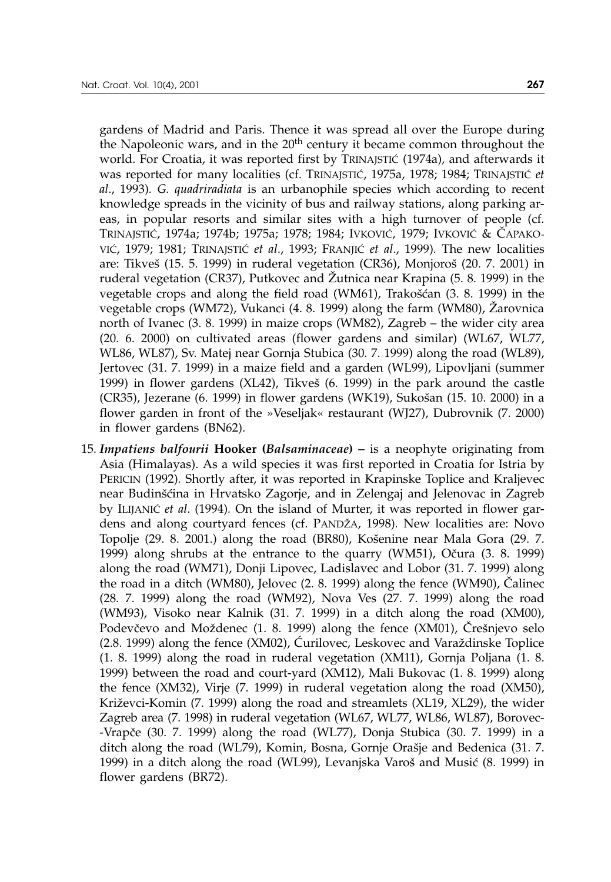gardens of Madrid and Paris. Thence it was spread all over the Europe during the Napoleonic wars, and in the 20th century it became common throughout the world. For Croatia, it was reported first by TRINAJSTIĆ (1974a), and afterwards it was reported for many localities (cf. TRINAJSTIĆ, 1975a, 1978; 1984; TRINAJSTIĆ *et al*., 1993). *G. quadriradiata* is an urbanophile species which according to recent knowledge spreads in the vicinity of bus and railway stations, along parking areas, in popular resorts and similar sites with a high turnover of people (cf. TRINAJSTIĆ, 1974a; 1974b; 1975a; 1978; 1984; IVKOVIĆ, 1979; IVKOVIĆ & ČAPAKOVIĆ, 1979; 1981; TRINAJSTIĆ *et al*., 1993; FRANJIĆ *et al*., 1999). The new localities are: Tikveš (15. 5. 1999) in ruderal vegetation (CR36), Monjoroš (20. 7. 2001) in ruderal vegetation (CR37), Putkovec and Žutnica near Krapina (5. 8. 1999) in the vegetable crops and along the field road (WM61), Trakošćan (3. 8. 1999) in the vegetable crops (WM72), Vukanci (4. 8. 1999) along the farm (WM80), Žarovnica north of Ivanec (3. 8. 1999) in maize crops (WM82), Zagreb – the wider city area (20. 6. 2000) on cultivated areas (flower gardens and similar) (WL67, WL77, WL86, WL87), Sv. Matej near Gornja Stubica (30. 7. 1999) along the road (WL89), Jertovec (31. 7. 1999) in a maize field and a garden (WL99), Lipovljani (summer 1999) in flower gardens (XL42), Tikveš (6. 1999) in the park around the castle (CR35), Jezerane (6. 1999) in flower gardens (WK19), Sukošan (15. 10. 2000) in a flower garden in front of the »Veseljak« restaurant (WJ27), Dubrovnik (7. 2000) in flower gardens (BN62).

15. ***Impatiens balfourii* Hooker (*Balsaminaceae*)** – is a neophyte originating from Asia (Himalayas). As a wild species it was first reported in Croatia for Istria by PERICIN (1992). Shortly after, it was reported in Krapinske Toplice and Kraljevec near Budinšćina in Hrvatsko Zagorje, and in Zelengaj and Jelenovac in Zagreb by ILIJANIĆ *et al*. (1994). On the island of Murter, it was reported in flower gardens and along courtyard fences (cf. PANDŽA, 1998). New localities are: Novo Topolje (29. 8. 2001.) along the road (BR80), Košenine near Mala Gora (29. 7. 1999) along shrubs at the entrance to the quarry (WM51), Očura (3. 8. 1999) along the road (WM71), Donji Lipovec, Ladislavec and Lobor (31. 7. 1999) along the road in a ditch (WM80), Jelovec (2. 8. 1999) along the fence (WM90), Čalinec (28. 7. 1999) along the road (WM92), Nova Ves (27. 7. 1999) along the road (WM93), Visoko near Kalnik (31. 7. 1999) in a ditch along the road (XM00), Podevčevo and Moždenec (1. 8. 1999) along the fence (XM01), Črešnjevo selo (2.8. 1999) along the fence (XM02), Ćurilovec, Leskovec and Varaždinske Toplice (1. 8. 1999) along the road in ruderal vegetation (XM11), Gornja Poljana (1. 8. 1999) between the road and court-yard (XM12), Mali Bukovac (1. 8. 1999) along the fence (XM32), Virje (7. 1999) in ruderal vegetation along the road (XM50), Križevci-Komin (7. 1999) along the road and streamlets (XL19, XL29), the wider Zagreb area (7. 1998) in ruderal vegetation (WL67, WL77, WL86, WL87), Borovec-Vrapče (30. 7. 1999) along the road (WL77), Donja Stubica (30. 7. 1999) in a ditch along the road (WL79), Komin, Bosna, Gornje Orašje and Bedenica (31. 7. 1999) in a ditch along the road (WL99), Levanjska Varoš and Musić (8. 1999) in flower gardens (BR72).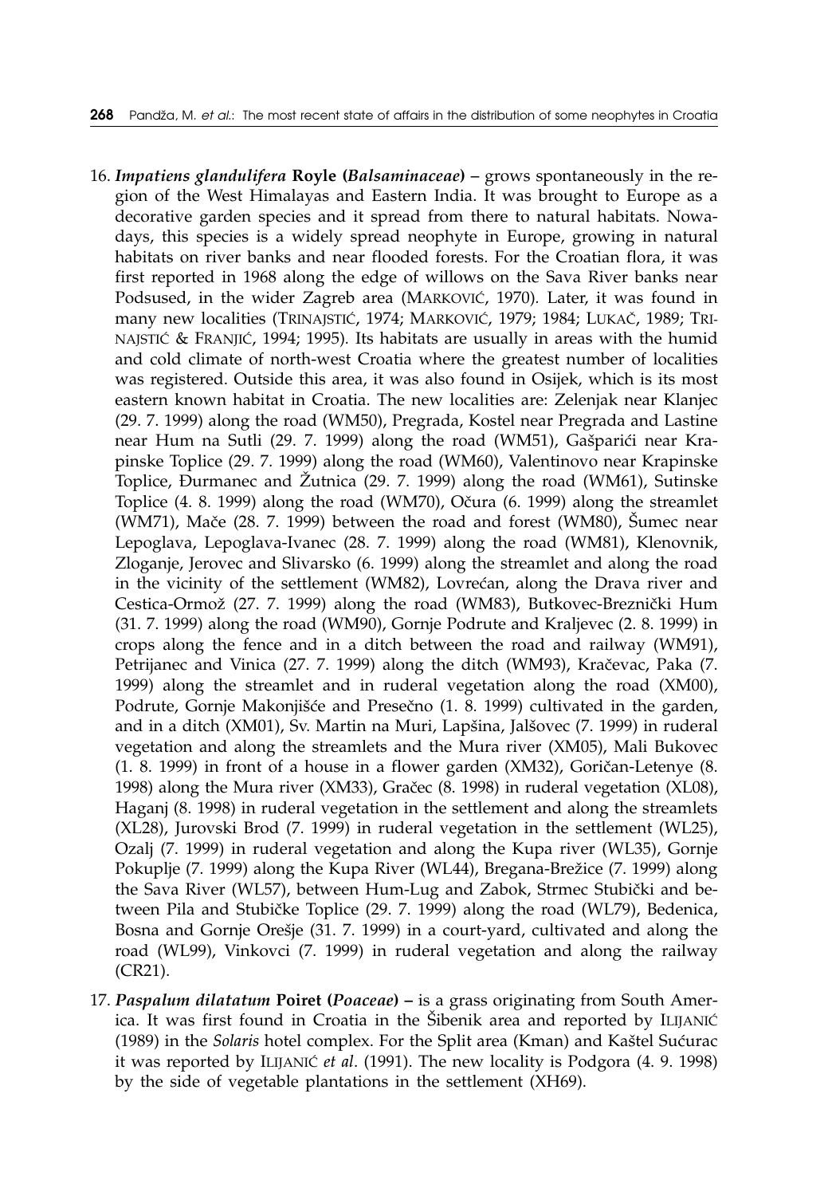16. ***Impatiens glandulifera*** **Royle (*Balsaminaceae*)** – grows spontaneously in the region of the West Himalayas and Eastern India. It was brought to Europe as a decorative garden species and it spread from there to natural habitats. Nowadays, this species is a widely spread neophyte in Europe, growing in natural habitats on river banks and near flooded forests. For the Croatian flora, it was first reported in 1968 along the edge of willows on the Sava River banks near Podsused, in the wider Zagreb area (MARKOVIĆ, 1970). Later, it was found in many new localities (TRINAJSTIĆ, 1974; MARKOVIĆ, 1979; 1984; LUKAČ, 1989; TRINAJSTIĆ & FRANJIĆ, 1994; 1995). Its habitats are usually in areas with the humid and cold climate of north-west Croatia where the greatest number of localities was registered. Outside this area, it was also found in Osijek, which is its most eastern known habitat in Croatia. The new localities are: Zelenjak near Klanjec (29. 7. 1999) along the road (WM50), Pregrada, Kostel near Pregrada and Lastine near Hum na Sutli (29. 7. 1999) along the road (WM51), Gašparići near Krapinske Toplice (29. 7. 1999) along the road (WM60), Valentinovo near Krapinske Toplice, Đurmanec and Žutnica (29. 7. 1999) along the road (WM61), Sutinske Toplice (4. 8. 1999) along the road (WM70), Očura (6. 1999) along the streamlet (WM71), Mače (28. 7. 1999) between the road and forest (WM80), Šumec near Lepoglava, Lepoglava-Ivanec (28. 7. 1999) along the road (WM81), Klenovnik, Zloganje, Jerovec and Slivarsko (6. 1999) along the streamlet and along the road in the vicinity of the settlement (WM82), Lovrećan, along the Drava river and Cestica-Ormož (27. 7. 1999) along the road (WM83), Butkovec-Breznički Hum (31. 7. 1999) along the road (WM90), Gornje Podrute and Kraljevec (2. 8. 1999) in crops along the fence and in a ditch between the road and railway (WM91), Petrijanec and Vinica (27. 7. 1999) along the ditch (WM93), Kračevac, Paka (7. 1999) along the streamlet and in ruderal vegetation along the road (XM00), Podrute, Gornje Makonjišće and Presečno (1. 8. 1999) cultivated in the garden, and in a ditch (XM01), Sv. Martin na Muri, Lapšina, Jalšovec (7. 1999) in ruderal vegetation and along the streamlets and the Mura river (XM05), Mali Bukovec (1. 8. 1999) in front of a house in a flower garden (XM32), Goričan-Letenye (8. 1998) along the Mura river (XM33), Gračec (8. 1998) in ruderal vegetation (XL08), Haganj (8. 1998) in ruderal vegetation in the settlement and along the streamlets (XL28), Jurovski Brod (7. 1999) in ruderal vegetation in the settlement (WL25), Ozalj (7. 1999) in ruderal vegetation and along the Kupa river (WL35), Gornje Pokuplje (7. 1999) along the Kupa River (WL44), Bregana-Brežice (7. 1999) along the Sava River (WL57), between Hum-Lug and Zabok, Strmec Stubički and between Pila and Stubičke Toplice (29. 7. 1999) along the road (WL79), Bedenica, Bosna and Gornje Orešje (31. 7. 1999) in a court-yard, cultivated and along the road (WL99), Vinkovci (7. 1999) in ruderal vegetation and along the railway (CR21).

17. ***Paspalum dilatatum*** **Poiret (*Poaceae*) –** is a grass originating from South America. It was first found in Croatia in the Šibenik area and reported by ILIJANIĆ (1989) in the *Solaris* hotel complex. For the Split area (Kman) and Kaštel Sućurac it was reported by ILIJANIĆ *et al*. (1991). The new locality is Podgora (4. 9. 1998) by the side of vegetable plantations in the settlement (XH69).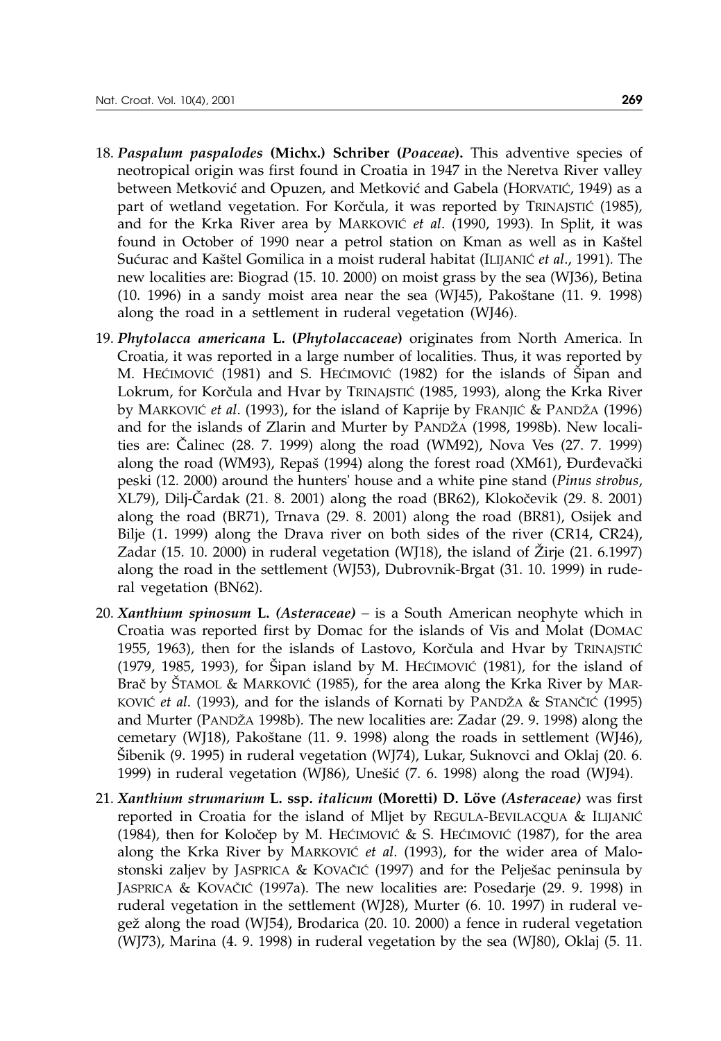18. ***Paspalum paspalodes*** **(Michx.) Schriber (*Poaceae*).** This adventive species of neotropical origin was first found in Croatia in 1947 in the Neretva River valley between Metković and Opuzen, and Metković and Gabela (HORVATIĆ, 1949) as a part of wetland vegetation. For Korčula, it was reported by TRINAJSTIĆ (1985), and for the Krka River area by MARKOVIĆ *et al*. (1990, 1993). In Split, it was found in October of 1990 near a petrol station on Kman as well as in Kaštel Sućurac and Kaštel Gomilica in a moist ruderal habitat (ILIJANIĆ *et al*., 1991). The new localities are: Biograd (15. 10. 2000) on moist grass by the sea (WJ36), Betina (10. 1996) in a sandy moist area near the sea (WJ45), Pakoštane (11. 9. 1998) along the road in a settlement in ruderal vegetation (WJ46).

19. ***Phytolacca americana*** **L. (*Phytolaccaceae*)** originates from North America. In Croatia, it was reported in a large number of localities. Thus, it was reported by M. HEĆIMOVIĆ (1981) and S. HEĆIMOVIĆ (1982) for the islands of Šipan and Lokrum, for Korčula and Hvar by TRINAJSTIĆ (1985, 1993), along the Krka River by MARKOVIĆ *et al*. (1993), for the island of Kaprije by FRANJIĆ & PANDŽA (1996) and for the islands of Zlarin and Murter by PANDŽA (1998, 1998b). New localities are: Čalinec (28. 7. 1999) along the road (WM92), Nova Ves (27. 7. 1999) along the road (WM93), Repaš (1994) along the forest road (XM61), Đurđevački peski (12. 2000) around the hunters' house and a white pine stand (*Pinus strobus*, XL79), Dilj-Čardak (21. 8. 2001) along the road (BR62), Klokočevik (29. 8. 2001) along the road (BR71), Trnava (29. 8. 2001) along the road (BR81), Osijek and Bilje (1. 1999) along the Drava river on both sides of the river (CR14, CR24), Zadar (15. 10. 2000) in ruderal vegetation (WJ18), the island of Žirje (21. 6.1997) along the road in the settlement (WJ53), Dubrovnik-Brgat (31. 10. 1999) in ruderal vegetation (BN62).

20. ***Xanthium spinosum*** **L. *(Asteraceae)*** – is a South American neophyte which in Croatia was reported first by Domac for the islands of Vis and Molat (DOMAC 1955, 1963), then for the islands of Lastovo, Korčula and Hvar by TRINAJSTIĆ (1979, 1985, 1993), for Šipan island by M. HEĆIMOVIĆ (1981), for the island of Brač by ŠTAMOL & MARKOVIĆ (1985), for the area along the Krka River by MARKOVIĆ *et al*. (1993), and for the islands of Kornati by PANDŽA & STANČIĆ (1995) and Murter (PANDŽA 1998b). The new localities are: Zadar (29. 9. 1998) along the cemetary (WJ18), Pakoštane (11. 9. 1998) along the roads in settlement (WJ46), Šibenik (9. 1995) in ruderal vegetation (WJ74), Lukar, Suknovci and Oklaj (20. 6. 1999) in ruderal vegetation (WJ86), Unešić (7. 6. 1998) along the road (WJ94).

21. ***Xanthium strumarium*** **L. ssp. *italicum*** **(Moretti) D. Löve *(Asteraceae)*** was first reported in Croatia for the island of Mljet by REGULA-BEVILACQUA & ILIJANIĆ (1984), then for Koločep by M. HEĆIMOVIĆ & S. HEĆIMOVIĆ (1987), for the area along the Krka River by MARKOVIĆ *et al*. (1993), for the wider area of Malostonski zaljev by JASPRICA & KOVAČIĆ (1997) and for the Pelješac peninsula by JASPRICA & KOVAČIĆ (1997a). The new localities are: Posedarje (29. 9. 1998) in ruderal vegetation in the settlement (WJ28), Murter (6. 10. 1997) in ruderal vegež along the road (WJ54), Brodarica (20. 10. 2000) a fence in ruderal vegetation (WJ73), Marina (4. 9. 1998) in ruderal vegetation by the sea (WJ80), Oklaj (5. 11.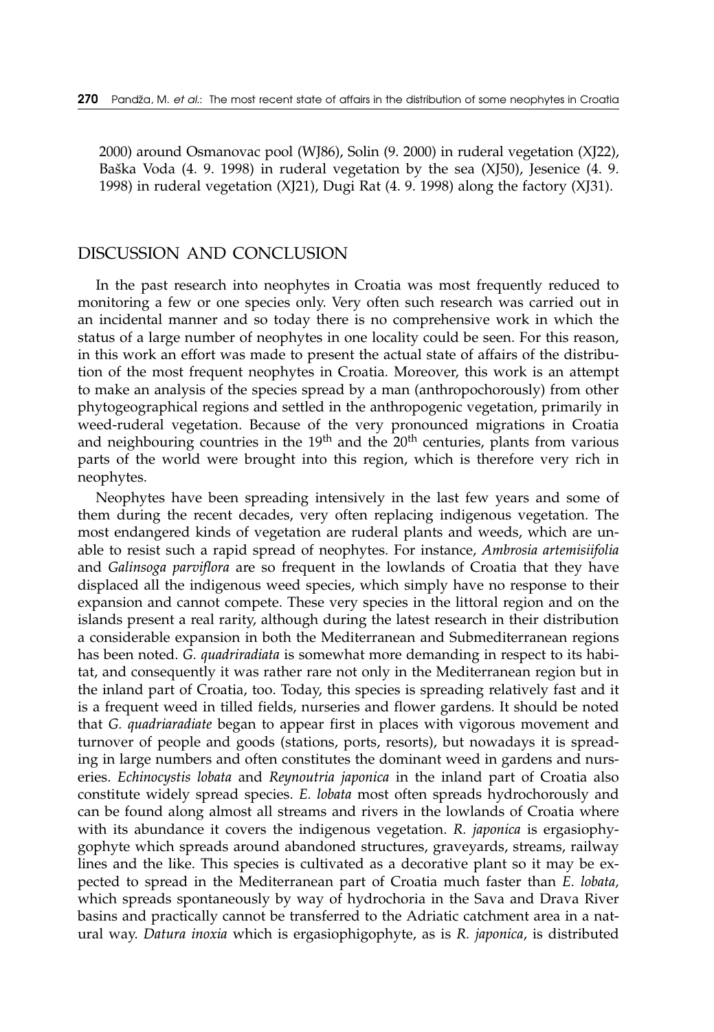2000) around Osmanovac pool (WJ86), Solin (9. 2000) in ruderal vegetation (XJ22), Baška Voda (4. 9. 1998) in ruderal vegetation by the sea (XJ50), Jesenice (4. 9. 1998) in ruderal vegetation (XJ21), Dugi Rat (4. 9. 1998) along the factory (XJ31).

## DISCUSSION AND CONCLUSION

In the past research into neophytes in Croatia was most frequently reduced to monitoring a few or one species only. Very often such research was carried out in an incidental manner and so today there is no comprehensive work in which the status of a large number of neophytes in one locality could be seen. For this reason, in this work an effort was made to present the actual state of affairs of the distribution of the most frequent neophytes in Croatia. Moreover, this work is an attempt to make an analysis of the species spread by a man (anthropochorously) from other phytogeographical regions and settled in the anthropogenic vegetation, primarily in weed-ruderal vegetation. Because of the very pronounced migrations in Croatia and neighbouring countries in the 19th and the 20th centuries, plants from various parts of the world were brought into this region, which is therefore very rich in neophytes.

Neophytes have been spreading intensively in the last few years and some of them during the recent decades, very often replacing indigenous vegetation. The most endangered kinds of vegetation are ruderal plants and weeds, which are unable to resist such a rapid spread of neophytes. For instance, *Ambrosia artemisiifolia* and *Galinsoga parviflora* are so frequent in the lowlands of Croatia that they have displaced all the indigenous weed species, which simply have no response to their expansion and cannot compete. These very species in the littoral region and on the islands present a real rarity, although during the latest research in their distribution a considerable expansion in both the Mediterranean and Submediterranean regions has been noted. *G. quadriradiata* is somewhat more demanding in respect to its habitat, and consequently it was rather rare not only in the Mediterranean region but in the inland part of Croatia, too. Today, this species is spreading relatively fast and it is a frequent weed in tilled fields, nurseries and flower gardens. It should be noted that *G. quadriaradiate* began to appear first in places with vigorous movement and turnover of people and goods (stations, ports, resorts), but nowadays it is spreading in large numbers and often constitutes the dominant weed in gardens and nurseries. *Echinocystis lobata* and *Reynoutria japonica* in the inland part of Croatia also constitute widely spread species. *E. lobata* most often spreads hydrochorously and can be found along almost all streams and rivers in the lowlands of Croatia where with its abundance it covers the indigenous vegetation. *R. japonica* is ergasiophygophyte which spreads around abandoned structures, graveyards, streams, railway lines and the like. This species is cultivated as a decorative plant so it may be expected to spread in the Mediterranean part of Croatia much faster than *E. lobata*, which spreads spontaneously by way of hydrochoria in the Sava and Drava River basins and practically cannot be transferred to the Adriatic catchment area in a natural way. *Datura inoxia* which is ergasiophigophyte, as is *R. japonica*, is distributed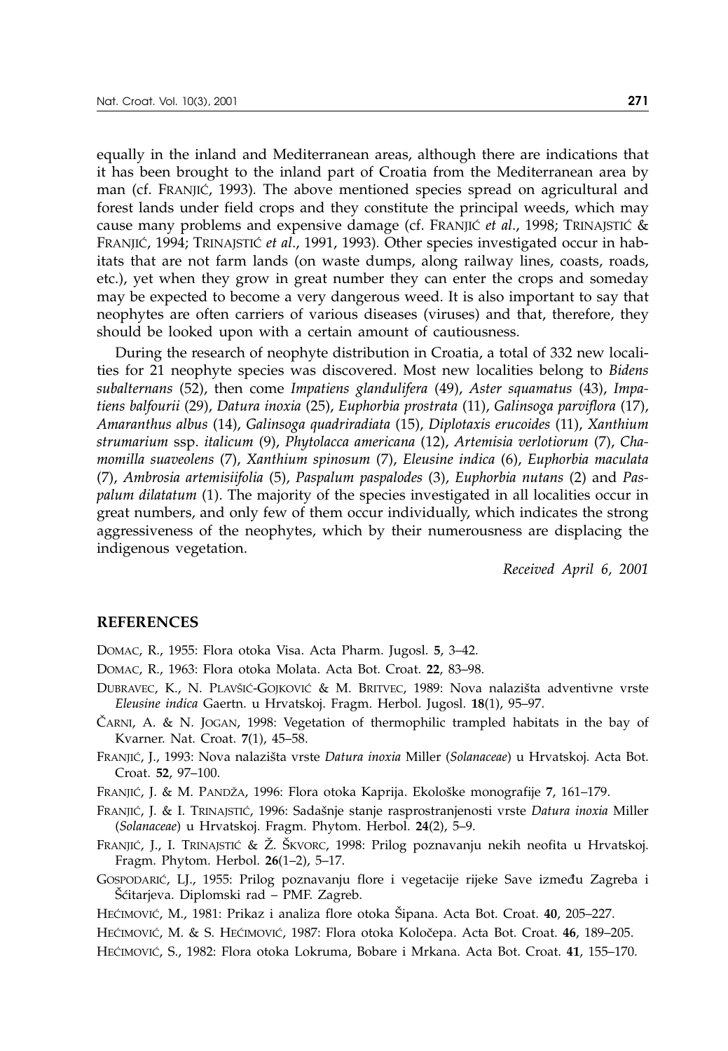equally in the inland and Mediterranean areas, although there are indications that it has been brought to the inland part of Croatia from the Mediterranean area by man (cf. FRANJIĆ, 1993). The above mentioned species spread on agricultural and forest lands under field crops and they constitute the principal weeds, which may cause many problems and expensive damage (cf. FRANJIĆ *et al*., 1998; TRINAJSTIĆ & FRANJIĆ, 1994; TRINAJSTIĆ *et al*., 1991, 1993). Other species investigated occur in habitats that are not farm lands (on waste dumps, along railway lines, coasts, roads, etc.), yet when they grow in great number they can enter the crops and someday may be expected to become a very dangerous weed. It is also important to say that neophytes are often carriers of various diseases (viruses) and that, therefore, they should be looked upon with a certain amount of cautiousness.

During the research of neophyte distribution in Croatia, a total of 332 new localities for 21 neophyte species was discovered. Most new localities belong to *Bidens subalternans* (52), then come *Impatiens glandulifera* (49), *Aster squamatus* (43), *Impatiens balfourii* (29), *Datura inoxia* (25), *Euphorbia prostrata* (11), *Galinsoga parviflora* (17), *Amaranthus albus* (14), *Galinsoga quadriradiata* (15), *Diplotaxis erucoides* (11), *Xanthium strumarium* ssp. *italicum* (9), *Phytolacca americana* (12), *Artemisia verlotiorum* (7), *Chamomilla suaveolens* (7), *Xanthium spinosum* (7), *Eleusine indica* (6), *Euphorbia maculata* (7), *Ambrosia artemisiifolia* (5), *Paspalum paspalodes* (3), *Euphorbia nutans* (2) and *Paspalum dilatatum* (1). The majority of the species investigated in all localities occur in great numbers, and only few of them occur individually, which indicates the strong aggressiveness of the neophytes, which by their numerousness are displacing the indigenous vegetation.

*Received April 6, 2001*

## REFERENCES

DOMAC, R., 1955: Flora otoka Visa. Acta Pharm. Jugosl. **5**, 3–42.

DOMAC, R., 1963: Flora otoka Molata. Acta Bot. Croat. **22**, 83–98.

DUBRAVEC, K., N. PLAVŠIĆ-GOJKOVIĆ & M. BRITVEC, 1989: Nova nalazišta adventivne vrste *Eleusine indica* Gaertn. u Hrvatskoj. Fragm. Herbol. Jugosl. **18**(1), 95–97.

ČARNI, A. & N. JOGAN, 1998: Vegetation of thermophilic trampled habitats in the bay of Kvarner. Nat. Croat. **7**(1), 45–58.

FRANJIĆ, J., 1993: Nova nalazišta vrste *Datura inoxia* Miller (*Solanaceae*) u Hrvatskoj. Acta Bot. Croat. **52**, 97–100.

FRANJIĆ, J. & M. PANDŽA, 1996: Flora otoka Kaprija. Ekološke monografije **7**, 161–179.

FRANJIĆ, J. & I. TRINAJSTIĆ, 1996: Sadašnje stanje rasprostranjenosti vrste *Datura inoxia* Miller (*Solanaceae*) u Hrvatskoj. Fragm. Phytom. Herbol. **24**(2), 5–9.

FRANJIĆ, J., I. TRINAJSTIĆ & Ž. ŠKVORC, 1998: Prilog poznavanju nekih neofita u Hrvatskoj. Fragm. Phytom. Herbol. **26**(1–2), 5–17.

GOSPODARIĆ, LJ., 1955: Prilog poznavanju flore i vegetacije rijeke Save između Zagreba i Šćitarjeva. Diplomski rad – PMF. Zagreb.

HEĆIMOVIĆ, M., 1981: Prikaz i analiza flore otoka Šipana. Acta Bot. Croat. **40**, 205–227.

HEĆIMOVIĆ, M. & S. HEĆIMOVIĆ, 1987: Flora otoka Koločepa. Acta Bot. Croat. **46**, 189–205.

HEĆIMOVIĆ, S., 1982: Flora otoka Lokruma, Bobare i Mrkana. Acta Bot. Croat. **41**, 155–170.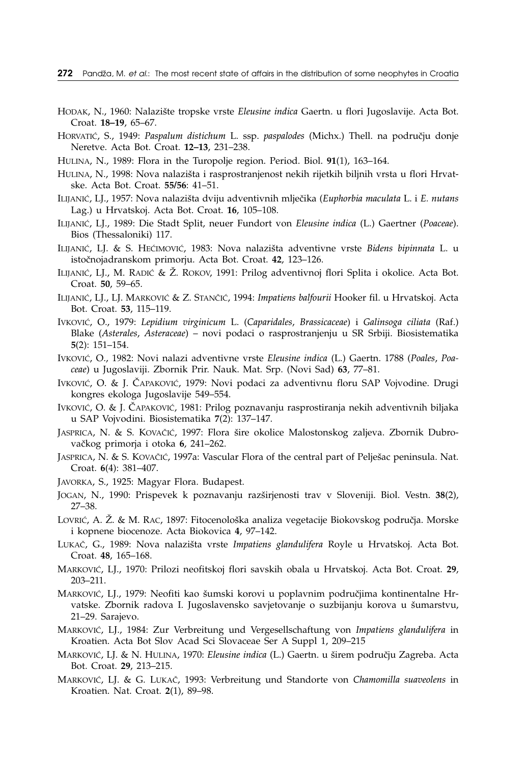HODAK, N., 1960: Nalazište tropske vrste *Eleusine indica* Gaertn. u flori Jugoslavije. Acta Bot. Croat. **18–19**, 65–67.

HORVATIĆ, S., 1949: *Paspalum distichum* L. ssp. *paspalodes* (Michx.) Thell. na području donje Neretve. Acta Bot. Croat. **12–13**, 231–238.

HULINA, N., 1989: Flora in the Turopolje region. Period. Biol. **91**(1), 163–164.

HULINA, N., 1998: Nova nalazišta i rasprostranjenost nekih rijetkih biljnih vrsta u flori Hrvatske. Acta Bot. Croat. **55/56**: 41–51.

ILIJANIĆ, LJ., 1957: Nova nalazišta dviju adventivnih mlječika (*Euphorbia maculata* L. i *E. nutans* Lag.) u Hrvatskoj. Acta Bot. Croat. **16**, 105–108.

ILIJANIĆ, LJ., 1989: Die Stadt Split, neuer Fundort von *Eleusine indica* (L.) Gaertner (*Poaceae*). Bios (Thessaloniki) 117.

ILIJANIĆ, LJ. & S. HEĆIMOVIĆ, 1983: Nova nalazišta adventivne vrste *Bidens bipinnata* L. u istočnojadranskom primorju. Acta Bot. Croat. **42**, 123–126.

ILIJANIĆ, LJ., M. RADIĆ & Ž. ROKOV, 1991: Prilog adventivnoj flori Splita i okolice. Acta Bot. Croat. **50**, 59–65.

ILIJANIĆ, LJ., LJ. MARKOVIĆ & Z. STANČIĆ, 1994: *Impatiens balfourii* Hooker fil. u Hrvatskoj. Acta Bot. Croat. **53**, 115–119.

IVKOVIĆ, O., 1979: *Lepidium virginicum* L. (*Caparidales*, *Brassicaceae*) i *Galinsoga ciliata* (Raf.) Blake (*Asterales*, *Asteraceae*) – novi podaci o rasprostranjenju u SR Srbiji. Biosistematika **5**(2): 151–154.

IVKOVIĆ, O., 1982: Novi nalazi adventivne vrste *Eleusine indica* (L.) Gaertn. 1788 (*Poales*, *Poaceae*) u Jugoslaviji. Zbornik Prir. Nauk. Mat. Srp. (Novi Sad) **63**, 77–81.

IVKOVIĆ, O. & J. ČAPAKOVIĆ, 1979: Novi podaci za adventivnu floru SAP Vojvodine. Drugi kongres ekologa Jugoslavije 549–554.

IVKOVIĆ, O. & J. ČAPAKOVIĆ, 1981: Prilog poznavanju rasprostiranja nekih adventivnih biljaka u SAP Vojvodini. Biosistematika **7**(2): 137–147.

JASPRICA, N. & S. KOVAČIĆ, 1997: Flora šire okolice Malostonskog zaljeva. Zbornik Dubrovačkog primorja i otoka **6**, 241–262.

JASPRICA, N. & S. KOVAČIĆ, 1997a: Vascular Flora of the central part of Pelješac peninsula. Nat. Croat. **6**(4): 381–407.

JAVORKA, S., 1925: Magyar Flora. Budapest.

JOGAN, N., 1990: Prispevek k poznavanju razširjenosti trav v Sloveniji. Biol. Vestn. **38**(2), 27–38.

LOVRIĆ, A. Ž. & M. RAC, 1897: Fitocenološka analiza vegetacije Biokovskog područja. Morske i kopnene biocenoze. Acta Biokovica **4**, 97–142.

LUKAČ, G., 1989: Nova nalazišta vrste *Impatiens glandulifera* Royle u Hrvatskoj. Acta Bot. Croat. **48**, 165–168.

MARKOVIĆ, LJ., 1970: Prilozi neofitskoj flori savskih obala u Hrvatskoj. Acta Bot. Croat. **29**, 203–211.

MARKOVIĆ, LJ., 1979: Neofiti kao šumski korovi u poplavnim područjima kontinentalne Hrvatske. Zbornik radova I. Jugoslavensko savjetovanje o suzbijanju korova u šumarstvu, 21–29. Sarajevo.

MARKOVIĆ, LJ., 1984: Zur Verbreitung und Vergesellschaftung von *Impatiens glandulifera* in Kroatien. Acta Bot Slov Acad Sci Slovaceae Ser A Suppl 1, 209–215

MARKOVIĆ, LJ. & N. HULINA, 1970: *Eleusine indica* (L.) Gaertn. u širem području Zagreba. Acta Bot. Croat. **29**, 213–215.

MARKOVIĆ, LJ. & G. LUKAČ, 1993: Verbreitung und Standorte von *Chamomilla suaveolens* in Kroatien. Nat. Croat. **2**(1), 89–98.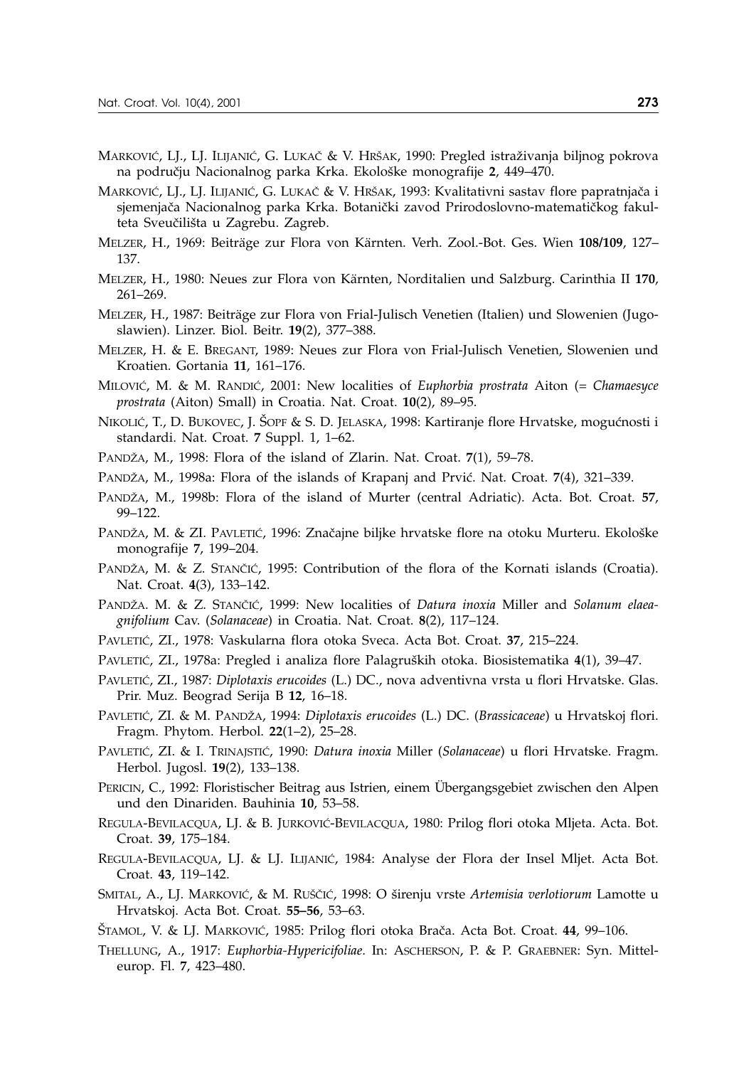MARKOVIĆ, LJ., LJ. ILIJANIĆ, G. LUKAČ & V. HRŠAK, 1990: Pregled istraživanja biljnog pokrova na području Nacionalnog parka Krka. Ekološke monografije **2**, 449–470.

MARKOVIĆ, LJ., LJ. ILIJANIĆ, G. LUKAČ & V. HRŠAK, 1993: Kvalitativni sastav flore papratnjača i sjemenjača Nacionalnog parka Krka. Botanički zavod Prirodoslovno-matematičkog fakulteta Sveučilišta u Zagrebu. Zagreb.

MELZER, H., 1969: Beiträge zur Flora von Kärnten. Verh. Zool.-Bot. Ges. Wien **108/109**, 127–137.

MELZER, H., 1980: Neues zur Flora von Kärnten, Norditalien und Salzburg. Carinthia II **170**, 261–269.

MELZER, H., 1987: Beiträge zur Flora von Frial-Julisch Venetien (Italien) und Slowenien (Jugoslawien). Linzer. Biol. Beitr. **19**(2), 377–388.

MELZER, H. & E. BREGANT, 1989: Neues zur Flora von Frial-Julisch Venetien, Slowenien und Kroatien. Gortania **11**, 161–176.

MILOVIĆ, M. & M. RANDIĆ, 2001: New localities of *Euphorbia prostrata* Aiton (= *Chamaesyce prostrata* (Aiton) Small) in Croatia. Nat. Croat. **10**(2), 89–95.

NIKOLIĆ, T., D. BUKOVEC, J. ŠOPF & S. D. JELASKA, 1998: Kartiranje flore Hrvatske, mogućnosti i standardi. Nat. Croat. **7** Suppl. 1, 1–62.

PANDŽA, M., 1998: Flora of the island of Zlarin. Nat. Croat. **7**(1), 59–78.

PANDŽA, M., 1998a: Flora of the islands of Krapanj and Prvić. Nat. Croat. **7**(4), 321–339.

PANDŽA, M., 1998b: Flora of the island of Murter (central Adriatic). Acta. Bot. Croat. **57**, 99–122.

PANDŽA, M. & ZI. PAVLETIĆ, 1996: Značajne biljke hrvatske flore na otoku Murteru. Ekološke monografije **7**, 199–204.

PANDŽA, M. & Z. STANČIĆ, 1995: Contribution of the flora of the Kornati islands (Croatia). Nat. Croat. **4**(3), 133–142.

PANDŽA. M. & Z. STANČIĆ, 1999: New localities of *Datura inoxia* Miller and *Solanum elaeagnifolium* Cav. (*Solanaceae*) in Croatia. Nat. Croat. **8**(2), 117–124.

PAVLETIĆ, ZI., 1978: Vaskularna flora otoka Sveca. Acta Bot. Croat. **37**, 215–224.

PAVLETIĆ, ZI., 1978a: Pregled i analiza flore Palagruških otoka. Biosistematika **4**(1), 39–47.

PAVLETIĆ, ZI., 1987: *Diplotaxis erucoides* (L.) DC., nova adventivna vrsta u flori Hrvatske. Glas. Prir. Muz. Beograd Serija B **12**, 16–18.

PAVLETIĆ, ZI. & M. PANDŽA, 1994: *Diplotaxis erucoides* (L.) DC. (*Brassicaceae*) u Hrvatskoj flori. Fragm. Phytom. Herbol. **22**(1–2), 25–28.

PAVLETIĆ, ZI. & I. TRINAJSTIĆ, 1990: *Datura inoxia* Miller (*Solanaceae*) u flori Hrvatske. Fragm. Herbol. Jugosl. **19**(2), 133–138.

PERICIN, C., 1992: Floristischer Beitrag aus Istrien, einem Übergangsgebiet zwischen den Alpen und den Dinariden. Bauhinia **10**, 53–58.

REGULA-BEVILACQUA, LJ. & B. JURKOVIĆ-BEVILACQUA, 1980: Prilog flori otoka Mljeta. Acta. Bot. Croat. **39**, 175–184.

REGULA-BEVILACQUA, LJ. & LJ. ILIJANIĆ, 1984: Analyse der Flora der Insel Mljet. Acta Bot. Croat. **43**, 119–142.

SMITAL, A., LJ. MARKOVIĆ, & M. RUŠČIĆ, 1998: O širenju vrste *Artemisia verlotiorum* Lamotte u Hrvatskoj. Acta Bot. Croat. **55–56**, 53–63.

ŠTAMOL, V. & LJ. MARKOVIĆ, 1985: Prilog flori otoka Brača. Acta Bot. Croat. **44**, 99–106.

THELLUNG, A., 1917: *Euphorbia-Hypericifoliae*. In: ASCHERSON, P. & P. GRAEBNER: Syn. Mitteleurop. Fl. **7**, 423–480.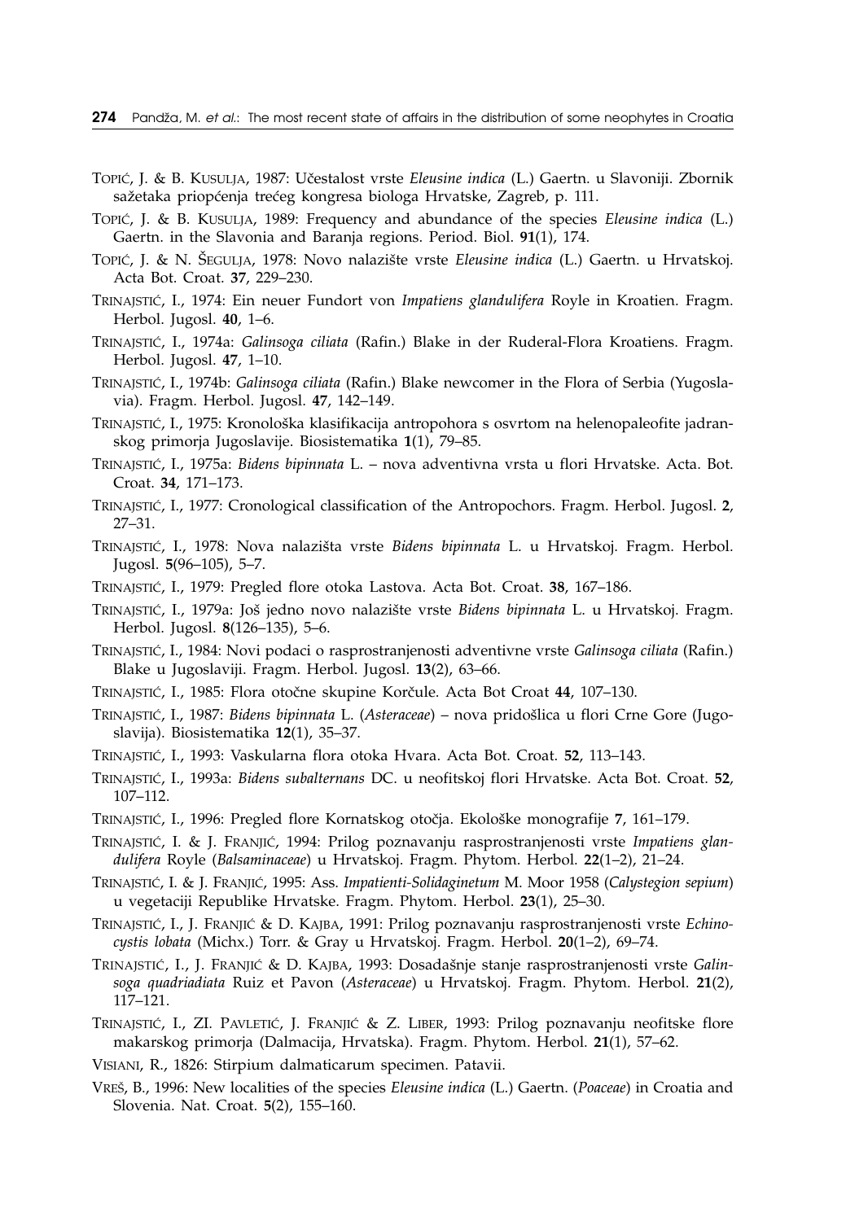Topić, J. & B. Kusulja, 1987: Učestalost vrste *Eleusine indica* (L.) Gaertn. u Slavoniji. Zbornik sažetaka priopćenja trećeg kongresa biologa Hrvatske, Zagreb, p. 111.

Topić, J. & B. Kusulja, 1989: Frequency and abundance of the species *Eleusine indica* (L.) Gaertn. in the Slavonia and Baranja regions. Period. Biol. **91**(1), 174.

Topić, J. & N. Šegulja, 1978: Novo nalazište vrste *Eleusine indica* (L.) Gaertn. u Hrvatskoj. Acta Bot. Croat. **37**, 229–230.

Trinajstić, I., 1974: Ein neuer Fundort von *Impatiens glandulifera* Royle in Kroatien. Fragm. Herbol. Jugosl. **40**, 1–6.

Trinajstić, I., 1974a: *Galinsoga ciliata* (Rafin.) Blake in der Ruderal-Flora Kroatiens. Fragm. Herbol. Jugosl. **47**, 1–10.

Trinajstić, I., 1974b: *Galinsoga ciliata* (Rafin.) Blake newcomer in the Flora of Serbia (Yugoslavia). Fragm. Herbol. Jugosl. **47**, 142–149.

Trinajstić, I., 1975: Kronološka klasifikacija antropohora s osvrtom na helenopaleofite jadranskog primorja Jugoslavije. Biosistematika **1**(1), 79–85.

Trinajstić, I., 1975a: *Bidens bipinnata* L. – nova adventivna vrsta u flori Hrvatske. Acta. Bot. Croat. **34**, 171–173.

Trinajstić, I., 1977: Cronological classification of the Antropochors. Fragm. Herbol. Jugosl. **2**, 27–31.

Trinajstić, I., 1978: Nova nalazišta vrste *Bidens bipinnata* L. u Hrvatskoj. Fragm. Herbol. Jugosl. **5**(96–105), 5–7.

Trinajstić, I., 1979: Pregled flore otoka Lastova. Acta Bot. Croat. **38**, 167–186.

Trinajstić, I., 1979a: Još jedno novo nalazište vrste *Bidens bipinnata* L. u Hrvatskoj. Fragm. Herbol. Jugosl. **8**(126–135), 5–6.

Trinajstić, I., 1984: Novi podaci o rasprostranjenosti adventivne vrste *Galinsoga ciliata* (Rafin.) Blake u Jugoslaviji. Fragm. Herbol. Jugosl. **13**(2), 63–66.

Trinajstić, I., 1985: Flora otočne skupine Korčule. Acta Bot Croat **44**, 107–130.

Trinajstić, I., 1987: *Bidens bipinnata* L. (*Asteraceae*) – nova pridošlica u flori Crne Gore (Jugoslavija). Biosistematika **12**(1), 35–37.

Trinajstić, I., 1993: Vaskularna flora otoka Hvara. Acta Bot. Croat. **52**, 113–143.

Trinajstić, I., 1993a: *Bidens subalternans* DC. u neofitskoj flori Hrvatske. Acta Bot. Croat. **52**, 107–112.

Trinajstić, I., 1996: Pregled flore Kornatskog otočja. Ekološke monografije **7**, 161–179.

Trinajstić, I. & J. Franjić, 1994: Prilog poznavanju rasprostranjenosti vrste *Impatiens glandulifera* Royle (*Balsaminaceae*) u Hrvatskoj. Fragm. Phytom. Herbol. **22**(1–2), 21–24.

Trinajstić, I. & J. Franjić, 1995: Ass. *Impatienti-Solidaginetum* M. Moor 1958 (*Calystegion sepium*) u vegetaciji Republike Hrvatske. Fragm. Phytom. Herbol. **23**(1), 25–30.

Trinajstić, I., J. Franjić & D. Kajba, 1991: Prilog poznavanju rasprostranjenosti vrste *Echinocystis lobata* (Michx.) Torr. & Gray u Hrvatskoj. Fragm. Herbol. **20**(1–2), 69–74.

Trinajstić, I., J. Franjić & D. Kajba, 1993: Dosadašnje stanje rasprostranjenosti vrste *Galinsoga quadriadiata* Ruiz et Pavon (*Asteraceae*) u Hrvatskoj. Fragm. Phytom. Herbol. **21**(2), 117–121.

Trinajstić, I., Zl. Pavletić, J. Franjić & Z. Liber, 1993: Prilog poznavanju neofitske flore makarskog primorja (Dalmacija, Hrvatska). Fragm. Phytom. Herbol. **21**(1), 57–62.

Visiani, R., 1826: Stirpium dalmaticarum specimen. Patavii.

Vreš, B., 1996: New localities of the species *Eleusine indica* (L.) Gaertn. (*Poaceae*) in Croatia and Slovenia. Nat. Croat. **5**(2), 155–160.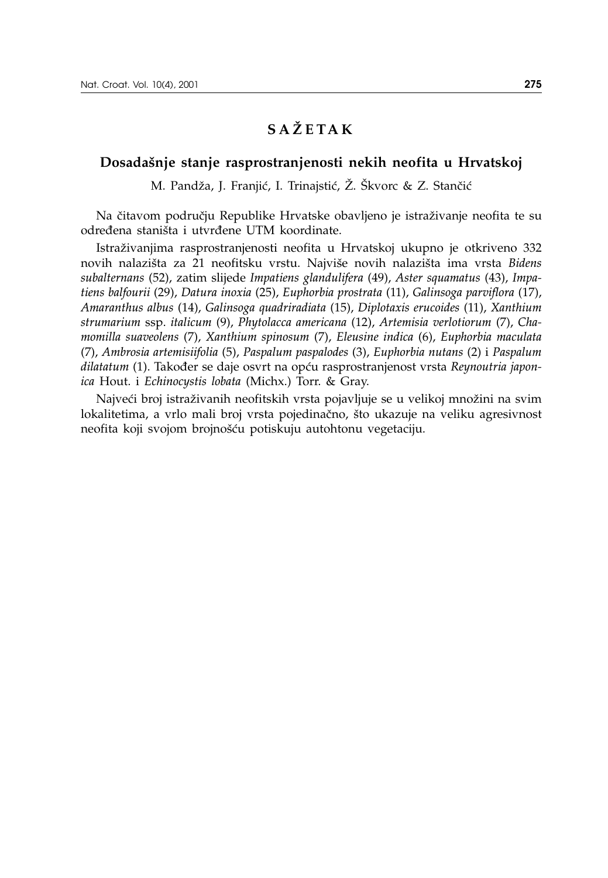# S A Ž E T A K

## Dosadašnje stanje rasprostranjenosti nekih neofita u Hrvatskoj

M. Pandža, J. Franjić, I. Trinajstić, Ž. Škvorc & Z. Stančić

Na čitavom području Republike Hrvatske obavljeno je istraživanje neofita te su određena staništa i utvrđene UTM koordinate.

Istraživanjima rasprostranjenosti neofita u Hrvatskoj ukupno je otkriveno 332 novih nalazišta za 21 neofitsku vrstu. Najviše novih nalazišta ima vrsta *Bidens subalternans* (52), zatim slijede *Impatiens glandulifera* (49), *Aster squamatus* (43), *Impatiens balfourii* (29), *Datura inoxia* (25), *Euphorbia prostrata* (11), *Galinsoga parviflora* (17), *Amaranthus albus* (14), *Galinsoga quadriradiata* (15), *Diplotaxis erucoides* (11), *Xanthium strumarium* ssp. *italicum* (9), *Phytolacca americana* (12), *Artemisia verlotiorum* (7), *Chamomilla suaveolens* (7), *Xanthium spinosum* (7), *Eleusine indica* (6), *Euphorbia maculata* (7), *Ambrosia artemisiifolia* (5), *Paspalum paspalodes* (3), *Euphorbia nutans* (2) i *Paspalum dilatatum* (1). Također se daje osvrt na opću rasprostranjenost vrsta *Reynoutria japonica* Hout. i *Echinocystis lobata* (Michx.) Torr. & Gray.

Najveći broj istraživanih neofitskih vrsta pojavljuje se u velikoj množini na svim lokalitetima, a vrlo mali broj vrsta pojedinačno, što ukazuje na veliku agresivnost neofita koji svojom brojnošću potiskuju autohtonu vegetaciju.